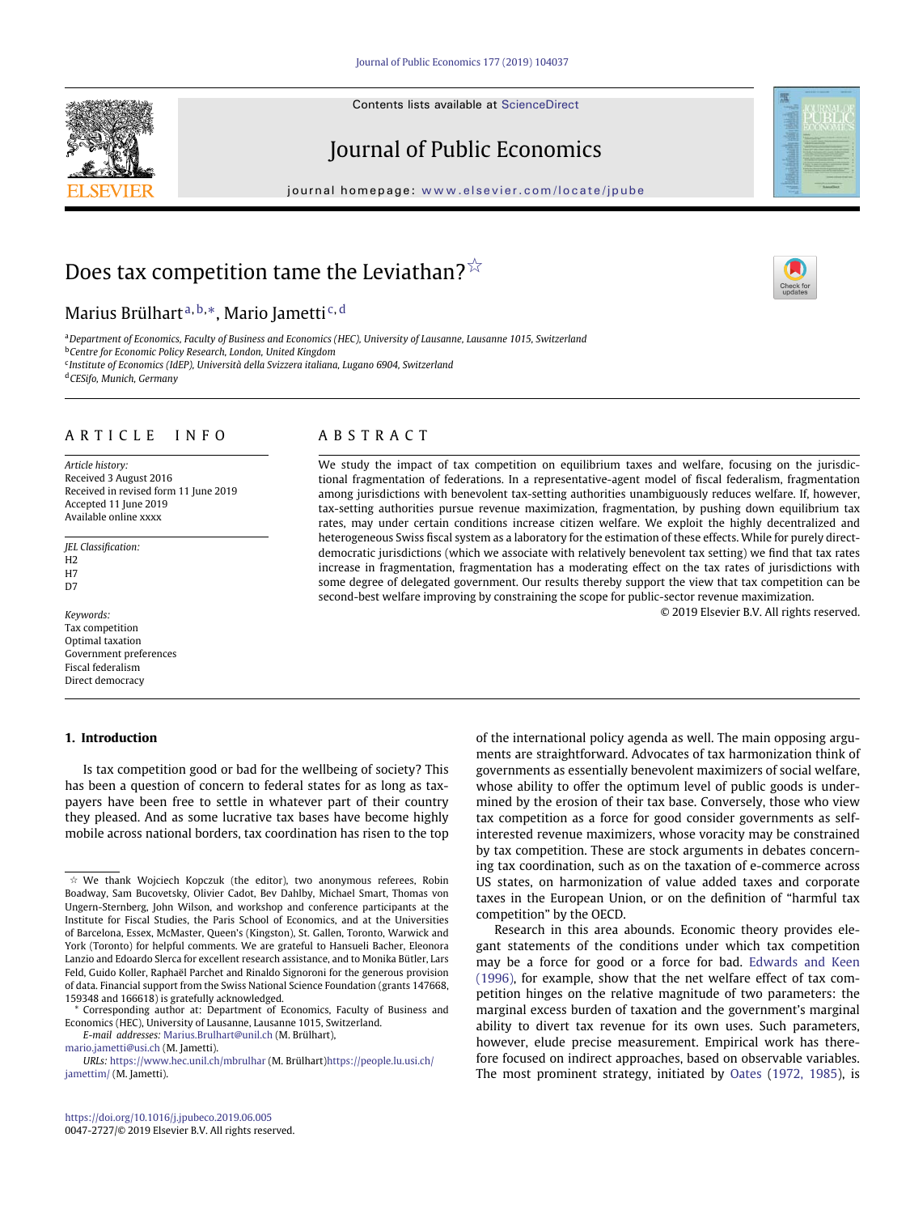# Does tax competition tame the Leviathan?[☆]

Marius Brülhart[a,b,*], Mario Jametti[c,d]

[a]Department of Economics, Faculty of Business and Economics (HEC), University of Lausanne, Lausanne 1015, Switzerland
[b]Centre for Economic Policy Research, London, United Kingdom
[c]Institute of Economics (IdEP), Università della Svizzera italiana, Lugano 6904, Switzerland
[d]CESifo, Munich, Germany

## ARTICLE INFO

*Article history:*
Received 3 August 2016
Received in revised form 11 June 2019
Accepted 11 June 2019
Available online xxxx

*JEL Classification:*
H2
H7
D7

*Keywords:*
Tax competition
Optimal taxation
Government preferences
Fiscal federalism
Direct democracy

## ABSTRACT

We study the impact of tax competition on equilibrium taxes and welfare, focusing on the jurisdictional fragmentation of federations. In a representative-agent model of fiscal federalism, fragmentation among jurisdictions with benevolent tax-setting authorities unambiguously reduces welfare. If, however, tax-setting authorities pursue revenue maximization, fragmentation, by pushing down equilibrium tax rates, may under certain conditions increase citizen welfare. We exploit the highly decentralized and heterogeneous Swiss fiscal system as a laboratory for the estimation of these effects. While for purely direct-democratic jurisdictions (which we associate with relatively benevolent tax setting) we find that tax rates increase in fragmentation, fragmentation has a moderating effect on the tax rates of jurisdictions with some degree of delegated government. Our results thereby support the view that tax competition can be second-best welfare improving by constraining the scope for public-sector revenue maximization.

© 2019 Elsevier B.V. All rights reserved.

## 1. Introduction

Is tax competition good or bad for the wellbeing of society? This has been a question of concern to federal states for as long as taxpayers have been free to settle in whatever part of their country they pleased. And as some lucrative tax bases have become highly mobile across national borders, tax coordination has risen to the top of the international policy agenda as well. The main opposing arguments are straightforward. Advocates of tax harmonization think of governments as essentially benevolent maximizers of social welfare, whose ability to offer the optimum level of public goods is undermined by the erosion of their tax base. Conversely, those who view tax competition as a force for good consider governments as self-interested revenue maximizers, whose voracity may be constrained by tax competition. These are stock arguments in debates concerning tax coordination, such as on the taxation of e-commerce across US states, on harmonization of value added taxes and corporate taxes in the European Union, or on the definition of "harmful tax competition" by the OECD.

Research in this area abounds. Economic theory provides elegant statements of the conditions under which tax competition may be a force for good or a force for bad. Edwards and Keen (1996), for example, show that the net welfare effect of tax competition hinges on the relative magnitude of two parameters: the marginal excess burden of taxation and the government's marginal ability to divert tax revenue for its own uses. Such parameters, however, elude precise measurement. Empirical work has therefore focused on indirect approaches, based on observable variables. The most prominent strategy, initiated by Oates (1972, 1985), is

---

☆ We thank Wojciech Kopczuk (the editor), two anonymous referees, Robin Boadway, Sam Bucovetsky, Olivier Cadot, Bev Dahlby, Michael Smart, Thomas von Ungern-Sternberg, John Wilson, and workshop and conference participants at the Institute for Fiscal Studies, the Paris School of Economics, and at the Universities of Barcelona, Essex, McMaster, Queen's (Kingston), St. Gallen, Toronto, Warwick and York (Toronto) for helpful comments. We are grateful to Hansueli Bacher, Eleonora Lanzio and Edoardo Slerca for excellent research assistance, and to Monika Bütler, Lars Feld, Guido Koller, Raphaël Parchet and Rinaldo Signoroni for the generous provision of data. Financial support from the Swiss National Science Foundation (grants 147668, 159348 and 166618) is gratefully acknowledged.

\* Corresponding author at: Department of Economics, Faculty of Business and Economics (HEC), University of Lausanne, Lausanne 1015, Switzerland.

*E-mail addresses:* Marius.Brulhart@unil.ch (M. Brülhart), mario.jametti@usi.ch (M. Jametti).

*URLs:* https://www.hec.unil.ch/mbrulhar (M. Brülhart) https://people.lu.usi.ch/jamettim/ (M. Jametti).

https://doi.org/10.1016/j.jpubeco.2019.06.005
0047-2727/© 2019 Elsevier B.V. All rights reserved.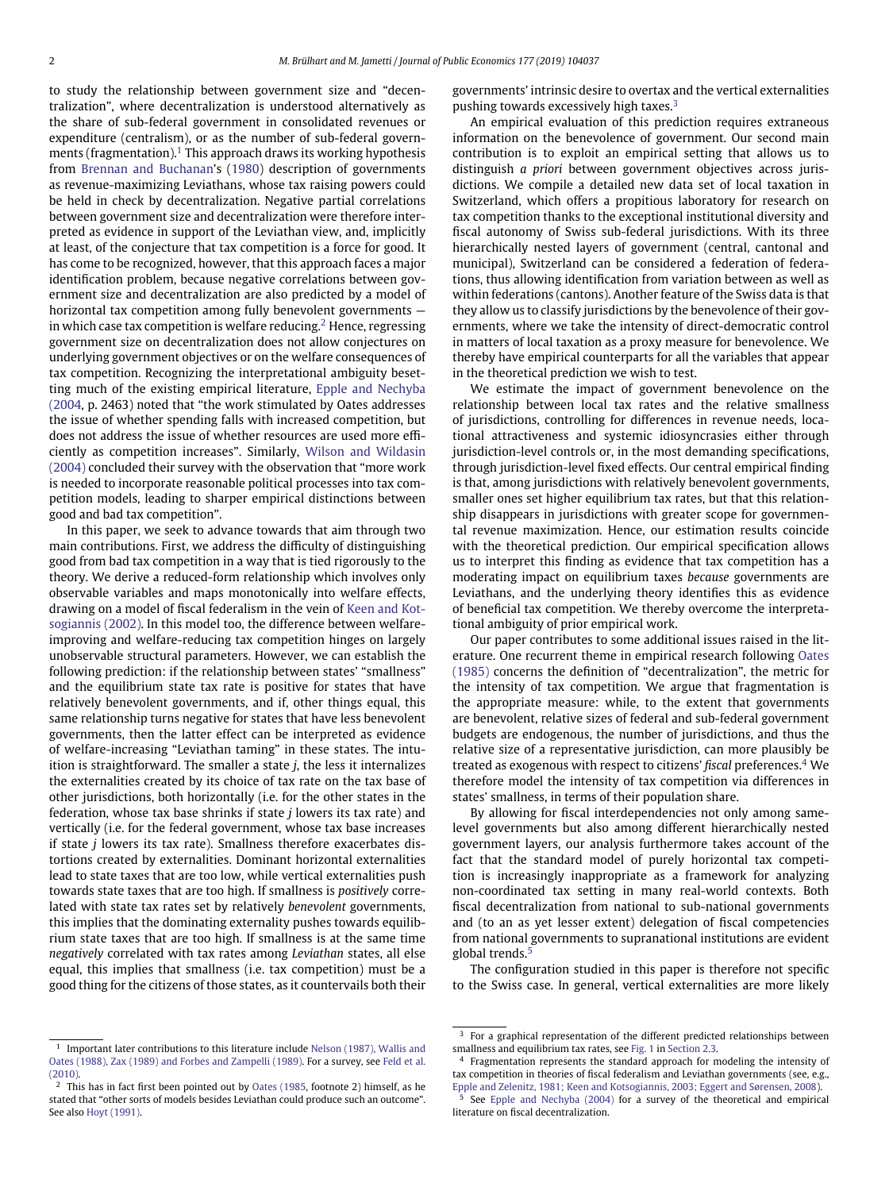to study the relationship between government size and "decentralization", where decentralization is understood alternatively as the share of sub-federal government in consolidated revenues or expenditure (centralism), or as the number of sub-federal governments (fragmentation).[1] This approach draws its working hypothesis from Brennan and Buchanan's (1980) description of governments as revenue-maximizing Leviathans, whose tax raising powers could be held in check by decentralization. Negative partial correlations between government size and decentralization were therefore interpreted as evidence in support of the Leviathan view, and, implicitly at least, of the conjecture that tax competition is a force for good. It has come to be recognized, however, that this approach faces a major identification problem, because negative correlations between government size and decentralization are also predicted by a model of horizontal tax competition among fully benevolent governments — in which case tax competition is welfare reducing.[2] Hence, regressing government size on decentralization does not allow conjectures on underlying government objectives or on the welfare consequences of tax competition. Recognizing the interpretational ambiguity besetting much of the existing empirical literature, Epple and Nechyba (2004, p. 2463) noted that "the work stimulated by Oates addresses the issue of whether spending falls with increased competition, but does not address the issue of whether resources are used more efficiently as competition increases". Similarly, Wilson and Wildasin (2004) concluded their survey with the observation that "more work is needed to incorporate reasonable political processes into tax competition models, leading to sharper empirical distinctions between good and bad tax competition".

In this paper, we seek to advance towards that aim through two main contributions. First, we address the difficulty of distinguishing good from bad tax competition in a way that is tied rigorously to the theory. We derive a reduced-form relationship which involves only observable variables and maps monotonically into welfare effects, drawing on a model of fiscal federalism in the vein of Keen and Kotsogiannis (2002). In this model too, the difference between welfare-improving and welfare-reducing tax competition hinges on largely unobservable structural parameters. However, we can establish the following prediction: if the relationship between states' "smallness" and the equilibrium state tax rate is positive for states that have relatively benevolent governments, and if, other things equal, this same relationship turns negative for states that have less benevolent governments, then the latter effect can be interpreted as evidence of welfare-increasing "Leviathan taming" in these states. The intuition is straightforward. The smaller a state $j$, the less it internalizes the externalities created by its choice of tax rate on the tax base of other jurisdictions, both horizontally (i.e. for the other states in the federation, whose tax base shrinks if state $j$ lowers its tax rate) and vertically (i.e. for the federal government, whose tax base increases if state $j$ lowers its tax rate). Smallness therefore exacerbates distortions created by externalities. Dominant horizontal externalities lead to state taxes that are too low, while vertical externalities push towards state taxes that are too high. If smallness is *positively* correlated with state tax rates set by relatively *benevolent* governments, this implies that the dominating externality pushes towards equilibrium state taxes that are too high. If smallness is at the same time *negatively* correlated with tax rates among *Leviathan* states, all else equal, this implies that smallness (i.e. tax competition) must be a good thing for the citizens of those states, as it countervails both their governments' intrinsic desire to overtax and the vertical externalities pushing towards excessively high taxes.[3]

An empirical evaluation of this prediction requires extraneous information on the benevolence of government. Our second main contribution is to exploit an empirical setting that allows us to distinguish *a priori* between government objectives across jurisdictions. We compile a detailed new data set of local taxation in Switzerland, which offers a propitious laboratory for research on tax competition thanks to the exceptional institutional diversity and fiscal autonomy of Swiss sub-federal jurisdictions. With its three hierarchically nested layers of government (central, cantonal and municipal), Switzerland can be considered a federation of federations, thus allowing identification from variation between as well as within federations (cantons). Another feature of the Swiss data is that they allow us to classify jurisdictions by the benevolence of their governments, where we take the intensity of direct-democratic control in matters of local taxation as a proxy measure for benevolence. We thereby have empirical counterparts for all the variables that appear in the theoretical prediction we wish to test.

We estimate the impact of government benevolence on the relationship between local tax rates and the relative smallness of jurisdictions, controlling for differences in revenue needs, locational attractiveness and systemic idiosyncrasies either through jurisdiction-level controls or, in the most demanding specifications, through jurisdiction-level fixed effects. Our central empirical finding is that, among jurisdictions with relatively benevolent governments, smaller ones set higher equilibrium tax rates, but that this relationship disappears in jurisdictions with greater scope for governmental revenue maximization. Hence, our estimation results coincide with the theoretical prediction. Our empirical specification allows us to interpret this finding as evidence that tax competition has a moderating impact on equilibrium taxes *because* governments are Leviathans, and the underlying theory identifies this as evidence of beneficial tax competition. We thereby overcome the interpretational ambiguity of prior empirical work.

Our paper contributes to some additional issues raised in the literature. One recurrent theme in empirical research following Oates (1985) concerns the definition of "decentralization", the metric for the intensity of tax competition. We argue that fragmentation is the appropriate measure: while, to the extent that governments are benevolent, relative sizes of federal and sub-federal government budgets are endogenous, the number of jurisdictions, and thus the relative size of a representative jurisdiction, can more plausibly be treated as exogenous with respect to citizens' *fiscal* preferences.[4] We therefore model the intensity of tax competition via differences in states' smallness, in terms of their population share.

By allowing for fiscal interdependencies not only among same-level governments but also among different hierarchically nested government layers, our analysis furthermore takes account of the fact that the standard model of purely horizontal tax competition is increasingly inappropriate as a framework for analyzing non-coordinated tax setting in many real-world contexts. Both fiscal decentralization from national to sub-national governments and (to an as yet lesser extent) delegation of fiscal competencies from national governments to supranational institutions are evident global trends.[5]

The configuration studied in this paper is therefore not specific to the Swiss case. In general, vertical externalities are more likely

---

[1] Important later contributions to this literature include Nelson (1987), Wallis and Oates (1988), Zax (1989) and Forbes and Zampelli (1989). For a survey, see Feld et al. (2010).

[2] This has in fact first been pointed out by Oates (1985, footnote 2) himself, as he stated that "other sorts of models besides Leviathan could produce such an outcome". See also Hoyt (1991).

[3] For a graphical representation of the different predicted relationships between smallness and equilibrium tax rates, see Fig. 1 in Section 2.3.

[4] Fragmentation represents the standard approach for modeling the intensity of tax competition in theories of fiscal federalism and Leviathan governments (see, e.g., Epple and Zelenitz, 1981; Keen and Kotsogiannis, 2003; Eggert and Sørensen, 2008).

[5] See Epple and Nechyba (2004) for a survey of the theoretical and empirical literature on fiscal decentralization.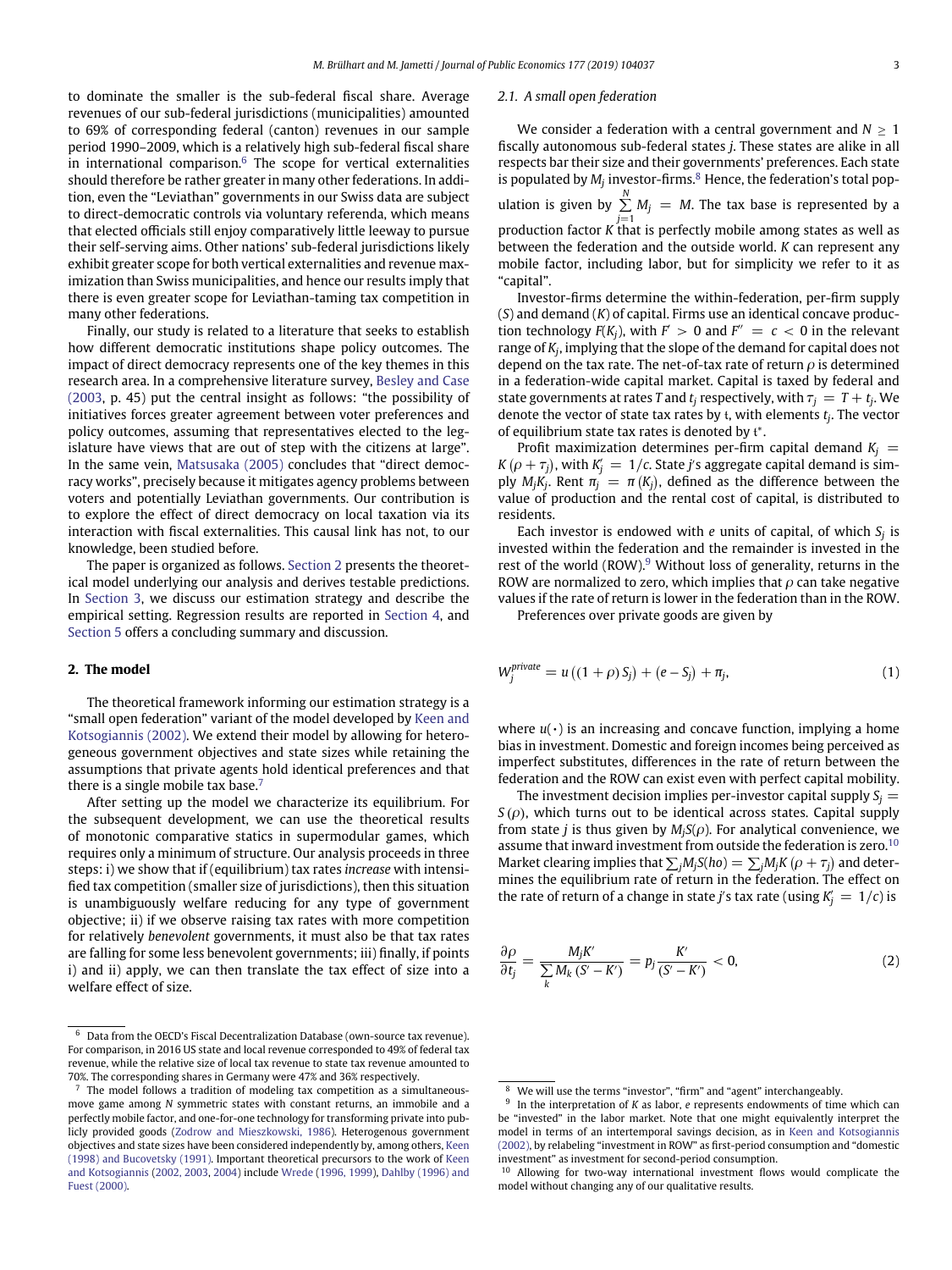to dominate the smaller is the sub-federal fiscal share. Average revenues of our sub-federal jurisdictions (municipalities) amounted to 69% of corresponding federal (canton) revenues in our sample period 1990–2009, which is a relatively high sub-federal fiscal share in international comparison.[6] The scope for vertical externalities should therefore be rather greater in many other federations. In addition, even the "Leviathan" governments in our Swiss data are subject to direct-democratic controls via voluntary referenda, which means that elected officials still enjoy comparatively little leeway to pursue their self-serving aims. Other nations' sub-federal jurisdictions likely exhibit greater scope for both vertical externalities and revenue maximization than Swiss municipalities, and hence our results imply that there is even greater scope for Leviathan-taming tax competition in many other federations.

Finally, our study is related to a literature that seeks to establish how different democratic institutions shape policy outcomes. The impact of direct democracy represents one of the key themes in this research area. In a comprehensive literature survey, Besley and Case (2003, p. 45) put the central insight as follows: "the possibility of initiatives forces greater agreement between voter preferences and policy outcomes, assuming that representatives elected to the legislature have views that are out of step with the citizens at large". In the same vein, Matsusaka (2005) concludes that "direct democracy works", precisely because it mitigates agency problems between voters and potentially Leviathan governments. Our contribution is to explore the effect of direct democracy on local taxation via its interaction with fiscal externalities. This causal link has not, to our knowledge, been studied before.

The paper is organized as follows. Section 2 presents the theoretical model underlying our analysis and derives testable predictions. In Section 3, we discuss our estimation strategy and describe the empirical setting. Regression results are reported in Section 4, and Section 5 offers a concluding summary and discussion.

## 2. The model

The theoretical framework informing our estimation strategy is a "small open federation" variant of the model developed by Keen and Kotsogiannis (2002). We extend their model by allowing for heterogeneous government objectives and state sizes while retaining the assumptions that private agents hold identical preferences and that there is a single mobile tax base.[7]

After setting up the model we characterize its equilibrium. For the subsequent development, we can use the theoretical results of monotonic comparative statics in supermodular games, which requires only a minimum of structure. Our analysis proceeds in three steps: i) we show that if (equilibrium) tax rates *increase* with intensified tax competition (smaller size of jurisdictions), then this situation is unambiguously welfare reducing for any type of government objective; ii) if we observe raising tax rates with more competition for relatively *benevolent* governments, it must also be that tax rates are falling for some less benevolent governments; iii) finally, if points i) and ii) apply, we can then translate the tax effect of size into a welfare effect of size.

### 2.1. A small open federation

We consider a federation with a central government and $N \geq 1$ fiscally autonomous sub-federal states $j$. These states are alike in all respects bar their size and their governments' preferences. Each state is populated by $M_j$ investor-firms.[8] Hence, the federation's total population is given by $\sum_{j=1}^{N} M_j = M$. The tax base is represented by a production factor $K$ that is perfectly mobile among states as well as between the federation and the outside world. $K$ can represent any mobile factor, including labor, but for simplicity we refer to it as "capital".

Investor-firms determine the within-federation, per-firm supply ($S$) and demand ($K$) of capital. Firms use an identical concave production technology $F(K_j)$, with $F' > 0$ and $F'' = c < 0$ in the relevant range of $K_j$, implying that the slope of the demand for capital does not depend on the tax rate. The net-of-tax rate of return $\rho$ is determined in a federation-wide capital market. Capital is taxed by federal and state governments at rates $T$ and $t_j$ respectively, with $\tau_j = T + t_j$. We denote the vector of state tax rates by $\mathfrak{t}$, with elements $t_j$. The vector of equilibrium state tax rates is denoted by $\mathfrak{t}^*$.

Profit maximization determines per-firm capital demand $K_j = K(\rho + \tau_j)$, with $K_j' = 1/c$. State $j$'s aggregate capital demand is simply $M_j K_j$. Rent $\pi_j = \pi(K_j)$, defined as the difference between the value of production and the rental cost of capital, is distributed to residents.

Each investor is endowed with $e$ units of capital, of which $S_j$ is invested within the federation and the remainder is invested in the rest of the world (ROW).[9] Without loss of generality, returns in the ROW are normalized to zero, which implies that $\rho$ can take negative values if the rate of return is lower in the federation than in the ROW.

Preferences over private goods are given by

$$W_j^{private} = u\left((1+\rho)S_j\right) + (e - S_j) + \pi_j, \tag{1}$$

where $u(\cdot)$ is an increasing and concave function, implying a home bias in investment. Domestic and foreign incomes being perceived as imperfect substitutes, differences in the rate of return between the federation and the ROW can exist even with perfect capital mobility.

The investment decision implies per-investor capital supply $S_j = S(\rho)$, which turns out to be identical across states. Capital supply from state $j$ is thus given by $M_j S(\rho)$. For analytical convenience, we assume that inward investment from outside the federation is zero.[10] Market clearing implies that $\sum_j M_j S(\rho) = \sum_j M_j K(\rho + \tau_j)$ and determines the equilibrium rate of return in the federation. The effect on the rate of return of a change in state $j$'s tax rate (using $K_j' = 1/c$) is

$$\frac{\partial \rho}{\partial t_j} = \frac{M_j K'}{\sum_k M_k (S' - K')} = p_j \frac{K'}{(S' - K')} < 0, \tag{2}$$

---

[6] Data from the OECD's Fiscal Decentralization Database (own-source tax revenue). For comparison, in 2016 US state and local revenue corresponded to 49% of federal tax revenue, while the relative size of local tax revenue to state tax revenue amounted to 70%. The corresponding shares in Germany were 47% and 36% respectively.

[7] The model follows a tradition of modeling tax competition as a simultaneous-move game among $N$ symmetric states with constant returns, an immobile and a perfectly mobile factor, and one-for-one technology for transforming private into publicly provided goods (Zodrow and Mieszkowski, 1986). Heterogenous government objectives and state sizes have been considered independently by, among others, Keen (1998) and Bucovetsky (1991). Important theoretical precursors to the work of Keen and Kotsogiannis (2002, 2003, 2004) include Wrede (1996, 1999), Dahlby (1996) and Fuest (2000).

[8] We will use the terms "investor", "firm" and "agent" interchangeably.

[9] In the interpretation of $K$ as labor, $e$ represents endowments of time which can be "invested" in the labor market. Note that one might equivalently interpret the model in terms of an intertemporal savings decision, as in Keen and Kotsogiannis (2002), by relabeling "investment in ROW" as first-period consumption and "domestic investment" as investment for second-period consumption.

[10] Allowing for two-way international investment flows would complicate the model without changing any of our qualitative results.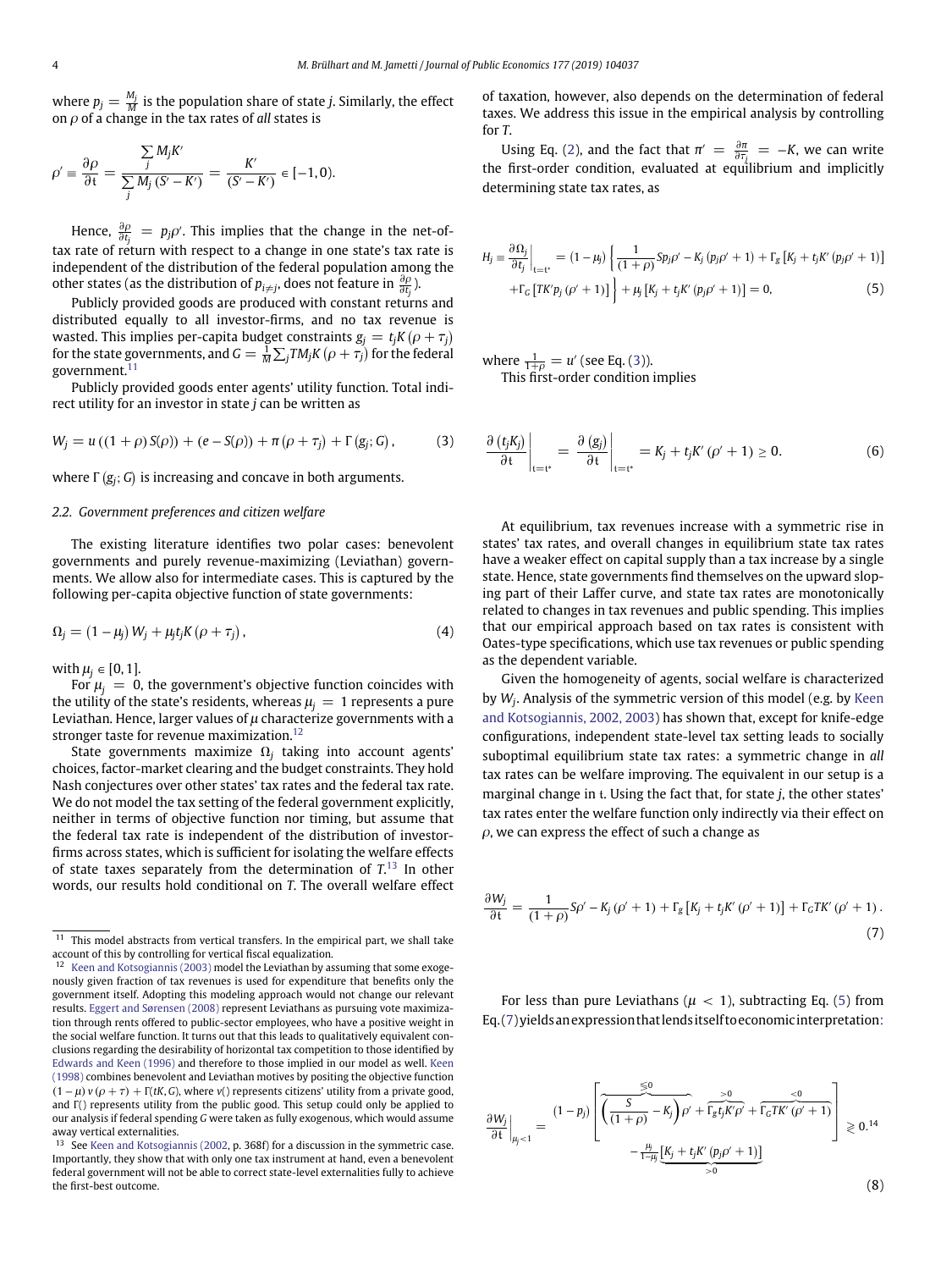where $p_j = \frac{M_j}{M}$ is the population share of state $j$. Similarly, the effect on $\rho$ of a change in the tax rates of *all* states is

$$\rho' \equiv \frac{\partial \rho}{\partial \mathfrak{t}} = \frac{\sum_j M_j K'}{\sum_j M_j (S' - K')} = \frac{K'}{(S' - K')} \in [-1, 0).$$

Hence, $\frac{\partial \rho}{\partial t_j} = p_j \rho'$. This implies that the change in the net-of-tax rate of return with respect to a change in one state's tax rate is independent of the distribution of the federal population among the other states (as the distribution of $p_{i \neq j}$, does not feature in $\frac{\partial \rho}{\partial t_j}$).

Publicly provided goods are produced with constant returns and distributed equally to all investor-firms, and no tax revenue is wasted. This implies per-capita budget constraints $g_j = t_j K(\rho + \tau_j)$ for the state governments, and $G = \frac{1}{M} \sum_j T M_j K(\rho + \tau_j)$ for the federal government.[11]

Publicly provided goods enter agents' utility function. Total indirect utility for an investor in state $j$ can be written as

$$W_j = u\left((1+\rho) S(\rho)\right) + \left(e - S(\rho)\right) + \pi\left(\rho + \tau_j\right) + \Gamma\left(g_j; G\right), \tag{3}$$

where $\Gamma(g_j; G)$ is increasing and concave in both arguments.

### 2.2. Government preferences and citizen welfare

The existing literature identifies two polar cases: benevolent governments and purely revenue-maximizing (Leviathan) governments. We allow also for intermediate cases. This is captured by the following per-capita objective function of state governments:

$$\Omega_j = \left(1 - \mu_j\right) W_j + \mu_j t_j K\left(\rho + \tau_j\right), \tag{4}$$

with $\mu_j \in [0, 1]$.

For $\mu_j = 0$, the government's objective function coincides with the utility of the state's residents, whereas $\mu_j = 1$ represents a pure Leviathan. Hence, larger values of $\mu$ characterize governments with a stronger taste for revenue maximization.[12]

State governments maximize $\Omega_j$ taking into account agents' choices, factor-market clearing and the budget constraints. They hold Nash conjectures over other states' tax rates and the federal tax rate. We do not model the tax setting of the federal government explicitly, neither in terms of objective function nor timing, but assume that the federal tax rate is independent of the distribution of investor-firms across states, which is sufficient for isolating the welfare effects of state taxes separately from the determination of $T$.[13] In other words, our results hold conditional on $T$. The overall welfare effect of taxation, however, also depends on the determination of federal taxes. We address this issue in the empirical analysis by controlling for $T$.

Using Eq. (2), and the fact that $\pi' = \frac{\partial \pi}{\partial \tau_j} = -K$, we can write the first-order condition, evaluated at equilibrium and implicitly determining state tax rates, as

$$H_j \equiv \left.\frac{\partial \Omega_j}{\partial t_j}\right|_{\mathfrak{t}=\mathfrak{t}^*} = \left(1 - \mu_j\right)\left\{\frac{1}{(1+\rho)} S p_j \rho' - K_j\left(p_j \rho' + 1\right) + \Gamma_g\left[K_j + t_j K'\left(p_j \rho' + 1\right)\right] + \Gamma_G\left[T K' p_j\left(\rho' + 1\right)\right]\right\} + \mu_j\left[K_j + t_j K'\left(p_j \rho' + 1\right)\right] = 0, \tag{5}$$

where $\frac{1}{1+\rho} = u'$ (see Eq. (3)).

This first-order condition implies

$$\left.\frac{\partial\left(t_j K_j\right)}{\partial \mathfrak{t}}\right|_{\mathfrak{t}=\mathfrak{t}^*} = \left.\frac{\partial\left(g_j\right)}{\partial \mathfrak{t}}\right|_{\mathfrak{t}=\mathfrak{t}^*} = K_j + t_j K'\left(\rho' + 1\right) \geq 0. \tag{6}$$

At equilibrium, tax revenues increase with a symmetric rise in states' tax rates, and overall changes in equilibrium state tax rates have a weaker effect on capital supply than a tax increase by a single state. Hence, state governments find themselves on the upward sloping part of their Laffer curve, and state tax rates are monotonically related to changes in tax revenues and public spending. This implies that our empirical approach based on tax rates is consistent with Oates-type specifications, which use tax revenues or public spending as the dependent variable.

Given the homogeneity of agents, social welfare is characterized by $W_j$. Analysis of the symmetric version of this model (e.g. by Keen and Kotsogiannis, 2002, 2003) has shown that, except for knife-edge configurations, independent state-level tax setting leads to socially suboptimal equilibrium state tax rates: a symmetric change in *all* tax rates can be welfare improving. The equivalent in our setup is a marginal change in $\mathfrak{t}$. Using the fact that, for state $j$, the other states' tax rates enter the welfare function only indirectly via their effect on $\rho$, we can express the effect of such a change as

$$\frac{\partial W_j}{\partial \mathfrak{t}} = \frac{1}{(1+\rho)} S \rho' - K_j\left(\rho' + 1\right) + \Gamma_g\left[K_j + t_j K'\left(\rho' + 1\right)\right] + \Gamma_G T K'\left(\rho' + 1\right). \tag{7}$$

For less than pure Leviathans ($\mu < 1$), subtracting Eq. (5) from Eq. (7) yields an expression that lends itself to economic interpretation:

$$\left.\frac{\partial W_j}{\partial \mathfrak{t}}\right|_{\mu_j < 1} = \left(1 - p_j\right)\left[\overbrace{\left(\frac{S}{(1+\rho)} - K_j\right)\rho'}^{\lessgtr 0} + \overbrace{\Gamma_g t_j K' \rho'}^{>0} + \overbrace{\Gamma_G T K'\left(\rho' + 1\right)}^{<0} - \underbrace{\frac{\mu_j}{1-\mu_j}\left[K_j + t_j K'\left(p_j \rho' + 1\right)\right]}_{>0}\right] \gtrless 0. \tag{8}$$

[14]

---

[11] This model abstracts from vertical transfers. In the empirical part, we shall take account of this by controlling for vertical fiscal equalization.

[12] Keen and Kotsogiannis (2003) model the Leviathan by assuming that some exogenously given fraction of tax revenues is used for expenditure that benefits only the government itself. Adopting this modeling approach would not change our relevant results. Eggert and Sørensen (2008) represent Leviathans as pursuing vote maximization through rents offered to public-sector employees, who have a positive weight in the social welfare function. It turns out that this leads to qualitatively equivalent conclusions regarding the desirability of horizontal tax competition to those identified by Edwards and Keen (1996) and therefore to those implied in our model as well. Keen (1998) combines benevolent and Leviathan motives by positing the objective function $(1 - \mu) v(\rho + \tau) + \Gamma(tK, G)$, where $v()$ represents citizens' utility from a private good, and $\Gamma()$ represents utility from the public good. This setup could only be applied to our analysis if federal spending $G$ were taken as fully exogenous, which would assume away vertical externalities.

[13] See Keen and Kotsogiannis (2002, p. 368f) for a discussion in the symmetric case. Importantly, they show that with only one tax instrument at hand, even a benevolent federal government will not be able to correct state-level externalities fully to achieve the first-best outcome.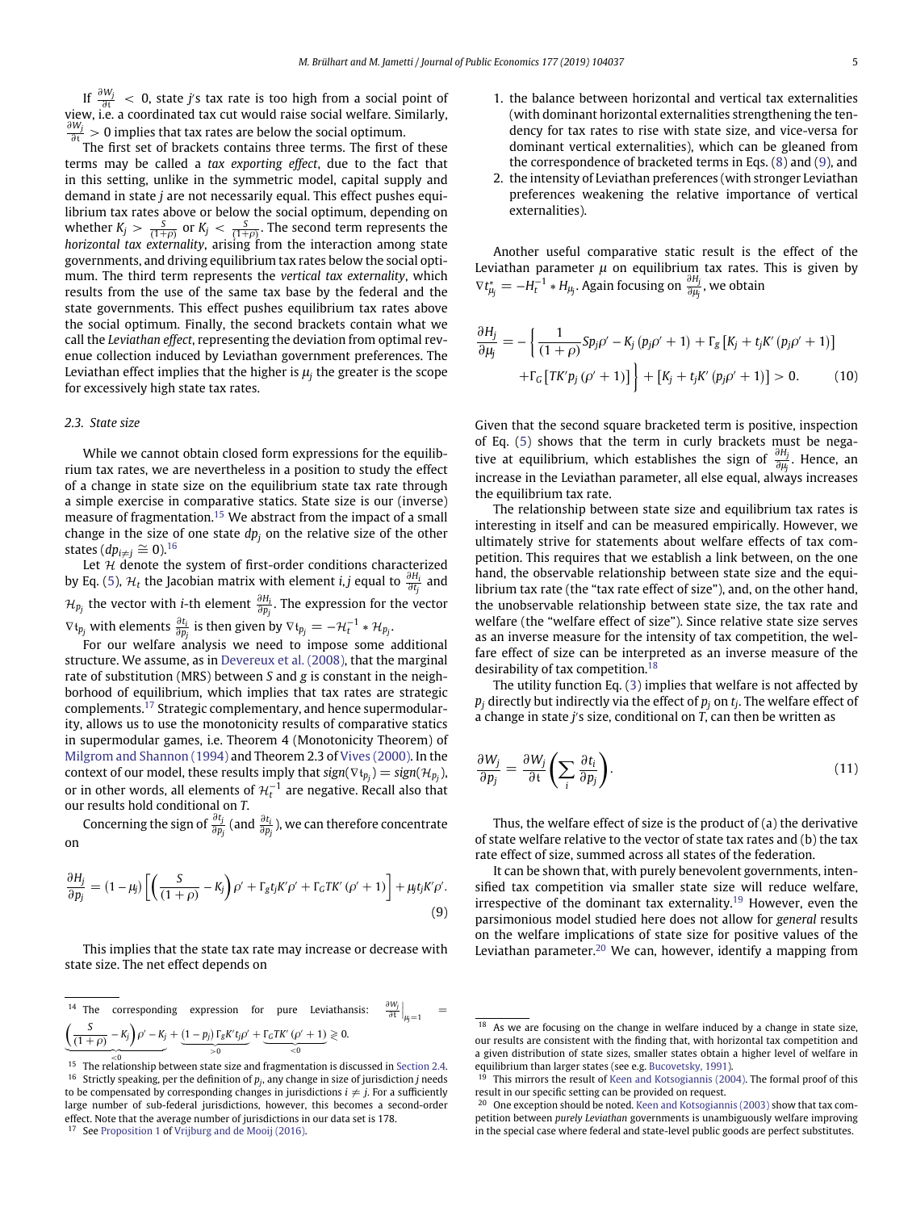If $\frac{\partial W_j}{\partial \mathfrak{t}} < 0$, state $j$'s tax rate is too high from a social point of view, i.e. a coordinated tax cut would raise social welfare. Similarly, $\frac{\partial W_j}{\partial \mathfrak{t}} > 0$ implies that tax rates are below the social optimum.

The first set of brackets contains three terms. The first of these terms may be called a *tax exporting effect*, due to the fact that in this setting, unlike in the symmetric model, capital supply and demand in state $j$ are not necessarily equal. This effect pushes equilibrium tax rates above or below the social optimum, depending on whether $K_j > \frac{S}{(1+\rho)}$ or $K_j < \frac{S}{(1+\rho)}$. The second term represents the *horizontal tax externality*, arising from the interaction among state governments, and driving equilibrium tax rates below the social optimum. The third term represents the *vertical tax externality*, which results from the use of the same tax base by the federal and the state governments. This effect pushes equilibrium tax rates above the social optimum. Finally, the second brackets contain what we call the *Leviathan effect*, representing the deviation from optimal revenue collection induced by Leviathan government preferences. The Leviathan effect implies that the higher is $\mu_j$ the greater is the scope for excessively high state tax rates.

### 2.3. State size

While we cannot obtain closed form expressions for the equilibrium tax rates, we are nevertheless in a position to study the effect of a change in state size on the equilibrium state tax rate through a simple exercise in comparative statics. State size is our (inverse) measure of fragmentation.[15] We abstract from the impact of a small change in the size of one state $dp_j$ on the relative size of the other states ($dp_{i\neq j} \cong 0$).[16]

Let $\mathcal{H}$ denote the system of first-order conditions characterized by Eq. (5), $\mathcal{H}_t$ the Jacobian matrix with element $i,j$ equal to $\frac{\partial H_i}{\partial t_j}$ and $\mathcal{H}_{p_j}$ the vector with $i$-th element $\frac{\partial H_i}{\partial p_j}$. The expression for the vector $\nabla \mathfrak{t}_{p_j}$ with elements $\frac{\partial t_i}{\partial p_j}$ is then given by $\nabla \mathfrak{t}_{p_j} = -\mathcal{H}_t^{-1} * \mathcal{H}_{p_j}$.

For our welfare analysis we need to impose some additional structure. We assume, as in Devereux et al. (2008), that the marginal rate of substitution (MRS) between $S$ and $g$ is constant in the neighborhood of equilibrium, which implies that tax rates are strategic complements.[17] Strategic complementary, and hence supermodularity, allows us to use the monotonicity results of comparative statics in supermodular games, i.e. Theorem 4 (Monotonicity Theorem) of Milgrom and Shannon (1994) and Theorem 2.3 of Vives (2000). In the context of our model, these results imply that $sign(\nabla \mathfrak{t}_{p_j}) = sign(\mathcal{H}_{p_j})$, or in other words, all elements of $\mathcal{H}_t^{-1}$ are negative. Recall also that our results hold conditional on $T$.

Concerning the sign of $\frac{\partial t_j}{\partial p_j}$ (and $\frac{\partial t_i}{\partial p_j}$), we can therefore concentrate on

$$\frac{\partial H_j}{\partial p_j} = (1-\mu_j)\left[\left(\frac{S}{(1+\rho)} - K_j\right)\rho' + \Gamma_g t_j K' \rho' + \Gamma_G T K' (\rho' + 1)\right] + \mu_j t_j K' \rho'. \tag{9}$$

This implies that the state tax rate may increase or decrease with state size. The net effect depends on

1. the balance between horizontal and vertical tax externalities (with dominant horizontal externalities strengthening the tendency for tax rates to rise with state size, and vice-versa for dominant vertical externalities), which can be gleaned from the correspondence of bracketed terms in Eqs. (8) and (9), and
2. the intensity of Leviathan preferences (with stronger Leviathan preferences weakening the relative importance of vertical externalities).

Another useful comparative static result is the effect of the Leviathan parameter $\mu$ on equilibrium tax rates. This is given by $\nabla t^*_{\mu_j} = -H_t^{-1} * H_{\mu_j}$. Again focusing on $\frac{\partial H_j}{\partial \mu_j}$, we obtain

$$\frac{\partial H_j}{\partial \mu_j} = -\left\{\frac{1}{(1+\rho)} S p_j \rho' - K_j (p_j \rho' + 1) + \Gamma_g \left[K_j + t_j K' (p_j \rho' + 1)\right] + \Gamma_G \left[T K' p_j (\rho' + 1)\right]\right\} + \left[K_j + t_j K' (p_j \rho' + 1)\right] > 0. \tag{10}$$

Given that the second square bracketed term is positive, inspection of Eq. (5) shows that the term in curly brackets must be negative at equilibrium, which establishes the sign of $\frac{\partial H_j}{\partial \mu_j}$. Hence, an increase in the Leviathan parameter, all else equal, always increases the equilibrium tax rate.

The relationship between state size and equilibrium tax rates is interesting in itself and can be measured empirically. However, we ultimately strive for statements about welfare effects of tax competition. This requires that we establish a link between, on the one hand, the observable relationship between state size and the equilibrium tax rate (the "tax rate effect of size"), and, on the other hand, the unobservable relationship between state size, the tax rate and welfare (the "welfare effect of size"). Since relative state size serves as an inverse measure for the intensity of tax competition, the welfare effect of size can be interpreted as an inverse measure of the desirability of tax competition.[18]

The utility function Eq. (3) implies that welfare is not affected by $p_j$ directly but indirectly via the effect of $p_j$ on $t_j$. The welfare effect of a change in state $j$'s size, conditional on $T$, can then be written as

$$\frac{\partial W_j}{\partial p_j} = \frac{\partial W_j}{\partial \mathfrak{t}}\left(\sum_i \frac{\partial t_i}{\partial p_j}\right). \tag{11}$$

Thus, the welfare effect of size is the product of (a) the derivative of state welfare relative to the vector of state tax rates and (b) the tax rate effect of size, summed across all states of the federation.

It can be shown that, with purely benevolent governments, intensified tax competition via smaller state size will reduce welfare, irrespective of the dominant tax externality.[19] However, even the parsimonious model studied here does not allow for *general* results on the welfare implications of state size for positive values of the Leviathan parameter.[20] We can, however, identify a mapping from

---

[14] The corresponding expression for pure Leviathansis: $\frac{\partial W_j}{\partial \mathfrak{t}}\Big|_{\mu_j=1} = \underbrace{\left(\frac{S}{(1+\rho)} - K_j\right)\rho' - K_j}_{<0} + \underbrace{(1-p_j)\Gamma_g K' t_j \rho'}_{>0} + \underbrace{\Gamma_G T K' (\rho' + 1)}_{<0} \gtrless 0.$

[15] The relationship between state size and fragmentation is discussed in Section 2.4.

[16] Strictly speaking, per the definition of $p_j$, any change in size of jurisdiction $j$ needs to be compensated by corresponding changes in jurisdictions $i \neq j$. For a sufficiently large number of sub-federal jurisdictions, however, this becomes a second-order effect. Note that the average number of jurisdictions in our data set is 178.

[17] See Proposition 1 of Vrijburg and de Mooij (2016).

[18] As we are focusing on the change in welfare induced by a change in state size, our results are consistent with the finding that, with horizontal tax competition and a given distribution of state sizes, smaller states obtain a higher level of welfare in equilibrium than larger states (see e.g. Bucovetsky, 1991).

[19] This mirrors the result of Keen and Kotsogiannis (2004). The formal proof of this result in our specific setting can be provided on request.

[20] One exception should be noted. Keen and Kotsogiannis (2003) show that tax competition between *purely Leviathan* governments is unambiguously welfare improving in the special case where federal and state-level public goods are perfect substitutes.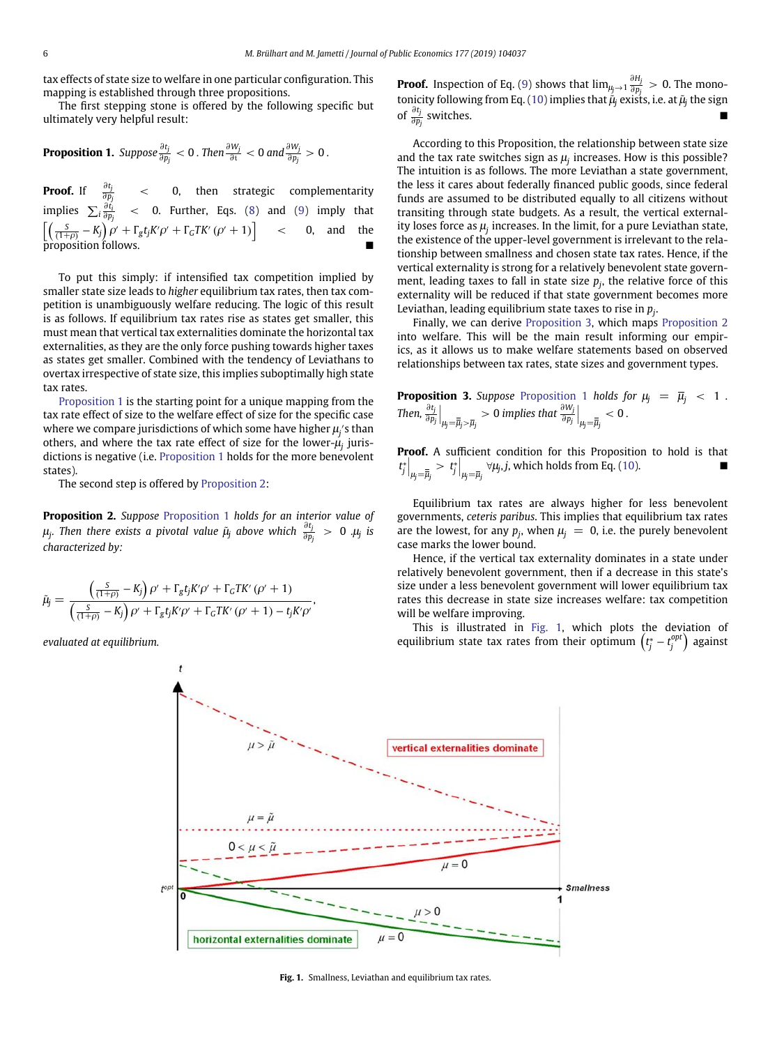tax effects of state size to welfare in one particular configuration. This mapping is established through three propositions.

The first stepping stone is offered by the following specific but ultimately very helpful result:

**Proposition 1.** *Suppose* $\frac{\partial t_j}{\partial p_j} < 0$ *. Then* $\frac{\partial W_j}{\partial t} < 0$ *and* $\frac{\partial W_j}{\partial p_j} > 0$ *.*

**Proof.** If $\frac{\partial t_j}{\partial p_j} < 0$, then strategic complementarity implies $\sum_i \frac{\partial t_i}{\partial p_j} < 0$. Further, Eqs. (8) and (9) imply that $\left[\left(\frac{S}{(1+\rho)} - K_j\right)\rho' + \Gamma_g t_j K'\rho' + \Gamma_G T K'(\rho'+1)\right] < 0$, and the proposition follows. ■

To put this simply: if intensified tax competition implied by smaller state size leads to *higher* equilibrium tax rates, then tax competition is unambiguously welfare reducing. The logic of this result is as follows. If equilibrium tax rates rise as states get smaller, this must mean that vertical tax externalities dominate the horizontal tax externalities, as they are the only force pushing towards higher taxes as states get smaller. Combined with the tendency of Leviathans to overtax irrespective of state size, this implies suboptimally high state tax rates.

Proposition 1 is the starting point for a unique mapping from the tax rate effect of size to the welfare effect of size in the specific case where we compare jurisdictions of which some have higher $\mu_j$'s than others, and where the tax rate effect of size for the lower-$\mu_j$ jurisdictions is negative (i.e. Proposition 1 holds for the more benevolent states).

The second step is offered by Proposition 2:

**Proposition 2.** *Suppose Proposition 1 holds for an interior value of* $\mu_j$*. Then there exists a pivotal value* $\tilde{\mu}_j$ *above which* $\frac{\partial t_j}{\partial p_j} > 0$ *.*$\mu_j$ *is characterized by:*

$$\tilde{\mu}_j = \frac{\left(\frac{S}{(1+\rho)} - K_j\right)\rho' + \Gamma_g t_j K'\rho' + \Gamma_G T K'(\rho'+1)}{\left(\frac{S}{(1+\rho)} - K_j\right)\rho' + \Gamma_g t_j K'\rho' + \Gamma_G T K'(\rho'+1) - t_j K'\rho'},$$

*evaluated at equilibrium.*

**Proof.** Inspection of Eq. (9) shows that $\lim_{\mu_j \to 1} \frac{\partial H_j}{\partial p_j} > 0$. The monotonicity following from Eq. (10) implies that $\tilde{\mu}_j$ exists, i.e. at $\tilde{\mu}_j$ the sign of $\frac{\partial t_j}{\partial p_j}$ switches. ■

According to this Proposition, the relationship between state size and the tax rate switches sign as $\mu_j$ increases. How is this possible? The intuition is as follows. The more Leviathan a state government, the less it cares about federally financed public goods, since federal funds are assumed to be distributed equally to all citizens without transiting through state budgets. As a result, the vertical externality loses force as $\mu_j$ increases. In the limit, for a pure Leviathan state, the existence of the upper-level government is irrelevant to the relationship between smallness and chosen state tax rates. Hence, if the vertical externality is strong for a relatively benevolent state government, leading taxes to fall in state size $p_j$, the relative force of this externality will be reduced if that state government becomes more Leviathan, leading equilibrium state taxes to rise in $p_j$.

Finally, we can derive Proposition 3, which maps Proposition 2 into welfare. This will be the main result informing our empirics, as it allows us to make welfare statements based on observed relationships between tax rates, state sizes and government types.

**Proposition 3.** *Suppose Proposition 1 holds for* $\mu_j = \overline{\mu}_j < 1$ *. Then,* $\left.\frac{\partial t_j}{\partial p_j}\right|_{\mu_j = \overline{\overline{\mu}}_j > \overline{\mu}_j} > 0$ *implies that* $\left.\frac{\partial W_j}{\partial p_j}\right|_{\mu_j = \overline{\overline{\mu}}_j} < 0$ *.*

**Proof.** A sufficient condition for this Proposition to hold is that $t_j^*\big|_{\mu_j = \overline{\overline{\mu}}_j} > t_j^*\big|_{\mu_j = \overline{\mu}_j} \forall \mu_j, j$, which holds from Eq. (10). ■

Equilibrium tax rates are always higher for less benevolent governments, *ceteris paribus*. This implies that equilibrium tax rates are the lowest, for any $p_j$, when $\mu_j = 0$, i.e. the purely benevolent case marks the lower bound.

Hence, if the vertical tax externality dominates in a state under relatively benevolent government, then if a decrease in this state's size under a less benevolent government will lower equilibrium tax rates this decrease in state size increases welfare: tax competition will be welfare improving.

This is illustrated in Fig. 1, which plots the deviation of equilibrium state tax rates from their optimum $\left(t_j^* - t_j^{opt}\right)$ against

Fig. 1. Smallness, Leviathan and equilibrium tax rates.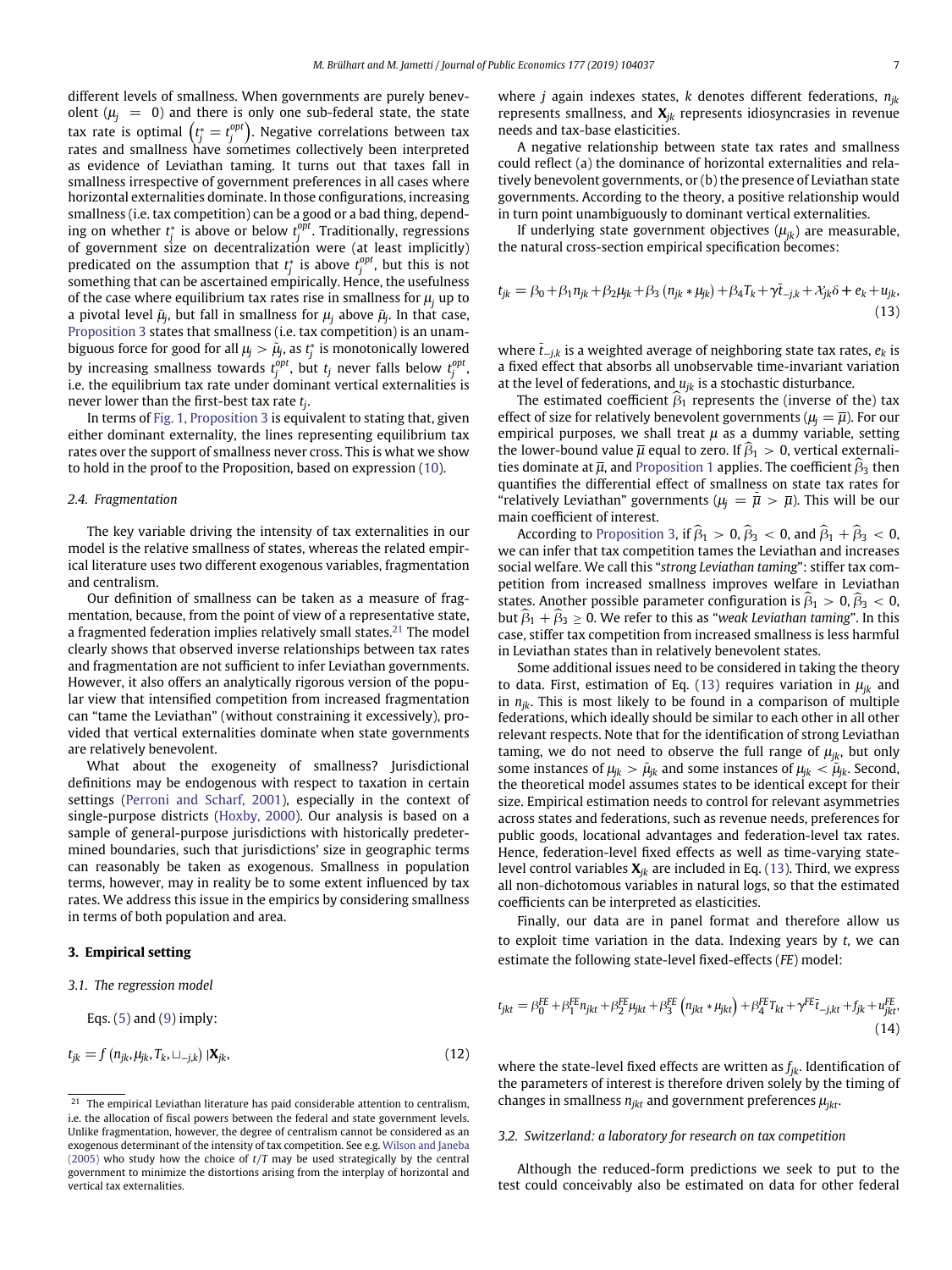different levels of smallness. When governments are purely benevolent ($\mu_j = 0$) and there is only one sub-federal state, the state tax rate is optimal $\left(t_j^* = t_j^{opt}\right)$. Negative correlations between tax rates and smallness have sometimes collectively been interpreted as evidence of Leviathan taming. It turns out that taxes fall in smallness irrespective of government preferences in all cases where horizontal externalities dominate. In those configurations, increasing smallness (i.e. tax competition) can be a good or a bad thing, depending on whether $t_j^*$ is above or below $t_j^{opt}$. Traditionally, regressions of government size on decentralization were (at least implicitly) predicated on the assumption that $t_j^*$ is above $t_j^{opt}$, but this is not something that can be ascertained empirically. Hence, the usefulness of the case where equilibrium tax rates rise in smallness for $\mu_j$ up to a pivotal level $\tilde{\mu}_j$, but fall in smallness for $\mu_j$ above $\tilde{\mu}_j$. In that case, Proposition 3 states that smallness (i.e. tax competition) is an unambiguous force for good for all $\mu_j > \tilde{\mu}_j$, as $t_j^*$ is monotonically lowered by increasing smallness towards $t_j^{opt}$, but $t_j$ never falls below $t_j^{opt}$, i.e. the equilibrium tax rate under dominant vertical externalities is never lower than the first-best tax rate $t_j$.

In terms of Fig. 1, Proposition 3 is equivalent to stating that, given either dominant externality, the lines representing equilibrium tax rates over the support of smallness never cross. This is what we show to hold in the proof to the Proposition, based on expression (10).

### 2.4. Fragmentation

The key variable driving the intensity of tax externalities in our model is the relative smallness of states, whereas the related empirical literature uses two different exogenous variables, fragmentation and centralism.

Our definition of smallness can be taken as a measure of fragmentation, because, from the point of view of a representative state, a fragmented federation implies relatively small states.[21] The model clearly shows that observed inverse relationships between tax rates and fragmentation are not sufficient to infer Leviathan governments. However, it also offers an analytically rigorous version of the popular view that intensified competition from increased fragmentation can "tame the Leviathan" (without constraining it excessively), provided that vertical externalities dominate when state governments are relatively benevolent.

What about the exogeneity of smallness? Jurisdictional definitions may be endogenous with respect to taxation in certain settings (Perroni and Scharf, 2001), especially in the context of single-purpose districts (Hoxby, 2000). Our analysis is based on a sample of general-purpose jurisdictions with historically predetermined boundaries, such that jurisdictions' size in geographic terms can reasonably be taken as exogenous. Smallness in population terms, however, may in reality be to some extent influenced by tax rates. We address this issue in the empirics by considering smallness in terms of both population and area.

## 3. Empirical setting

### 3.1. The regression model

Eqs. (5) and (9) imply:

$$t_{jk} = f\left(n_{jk}, \mu_{jk}, T_k, \sqcup_{-j,k}\right) | \mathbf{X}_{jk}, \tag{12}$$

where $j$ again indexes states, $k$ denotes different federations, $n_{jk}$ represents smallness, and $\mathbf{X}_{jk}$ represents idiosyncrasies in revenue needs and tax-base elasticities.

A negative relationship between state tax rates and smallness could reflect (a) the dominance of horizontal externalities and relatively benevolent governments, or (b) the presence of Leviathan state governments. According to the theory, a positive relationship would in turn point unambiguously to dominant vertical externalities.

If underlying state government objectives ($\mu_{jk}$) are measurable, the natural cross-section empirical specification becomes:

$$t_{jk} = \beta_0 + \beta_1 n_{jk} + \beta_2 \mu_{jk} + \beta_3 \left(n_{jk} * \mu_{jk}\right) + \beta_4 T_k + \gamma \bar{t}_{-j,k} + \mathcal{X}_{jk}\delta + e_k + u_{jk}, \tag{13}$$

where $\bar{t}_{-j,k}$ is a weighted average of neighboring state tax rates, $e_k$ is a fixed effect that absorbs all unobservable time-invariant variation at the level of federations, and $u_{jk}$ is a stochastic disturbance.

The estimated coefficient $\widehat{\beta}_1$ represents the (inverse of the) tax effect of size for relatively benevolent governments ($\mu_j = \underline{\mu}$). For our empirical purposes, we shall treat $\mu$ as a dummy variable, setting the lower-bound value $\underline{\mu}$ equal to zero. If $\widehat{\beta}_1 > 0$, vertical externalities dominate at $\underline{\mu}$, and Proposition 1 applies. The coefficient $\widehat{\beta}_3$ then quantifies the differential effect of smallness on state tax rates for "relatively Leviathan" governments ($\mu_j = \bar{\mu} > \underline{\mu}$). This will be our main coefficient of interest.

According to Proposition 3, if $\widehat{\beta}_1 > 0$, $\widehat{\beta}_3 < 0$, and $\widehat{\beta}_1 + \widehat{\beta}_3 < 0$, we can infer that tax competition tames the Leviathan and increases social welfare. We call this "*strong Leviathan taming*": stiffer tax competition from increased smallness improves welfare in Leviathan states. Another possible parameter configuration is $\widehat{\beta}_1 > 0$, $\widehat{\beta}_3 < 0$, but $\widehat{\beta}_1 + \widehat{\beta}_3 \geq 0$. We refer to this as "*weak Leviathan taming*". In this case, stiffer tax competition from increased smallness is less harmful in Leviathan states than in relatively benevolent states.

Some additional issues need to be considered in taking the theory to data. First, estimation of Eq. (13) requires variation in $\mu_{jk}$ and in $n_{jk}$. This is most likely to be found in a comparison of multiple federations, which ideally should be similar to each other in all other relevant respects. Note that for the identification of strong Leviathan taming, we do not need to observe the full range of $\mu_{jk}$, but only some instances of $\mu_{jk} > \tilde{\mu}_{jk}$ and some instances of $\mu_{jk} < \tilde{\mu}_{jk}$. Second, the theoretical model assumes states to be identical except for their size. Empirical estimation needs to control for relevant asymmetries across states and federations, such as revenue needs, preferences for public goods, locational advantages and federation-level tax rates. Hence, federation-level fixed effects as well as time-varying state-level control variables $\mathbf{X}_{jk}$ are included in Eq. (13). Third, we express all non-dichotomous variables in natural logs, so that the estimated coefficients can be interpreted as elasticities.

Finally, our data are in panel format and therefore allow us to exploit time variation in the data. Indexing years by $t$, we can estimate the following state-level fixed-effects (*FE*) model:

$$t_{jkt} = \beta_0^{FE} + \beta_1^{FE} n_{jkt} + \beta_2^{FE} \mu_{jkt} + \beta_3^{FE}\left(n_{jkt} * \mu_{jkt}\right) + \beta_4^{FE} T_{kt} + \gamma^{FE} \bar{t}_{-j,kt} + f_{jk} + u_{jkt}^{FE}, \tag{14}$$

where the state-level fixed effects are written as $f_{jk}$. Identification of the parameters of interest is therefore driven solely by the timing of changes in smallness $n_{jkt}$ and government preferences $\mu_{jkt}$.

### 3.2. Switzerland: a laboratory for research on tax competition

Although the reduced-form predictions we seek to put to the test could conceivably also be estimated on data for other federal

---

[21] The empirical Leviathan literature has paid considerable attention to centralism, i.e. the allocation of fiscal powers between the federal and state government levels. Unlike fragmentation, however, the degree of centralism cannot be considered as an exogenous determinant of the intensity of tax competition. See e.g. Wilson and Janeba (2005) who study how the choice of $t/T$ may be used strategically by the central government to minimize the distortions arising from the interplay of horizontal and vertical tax externalities.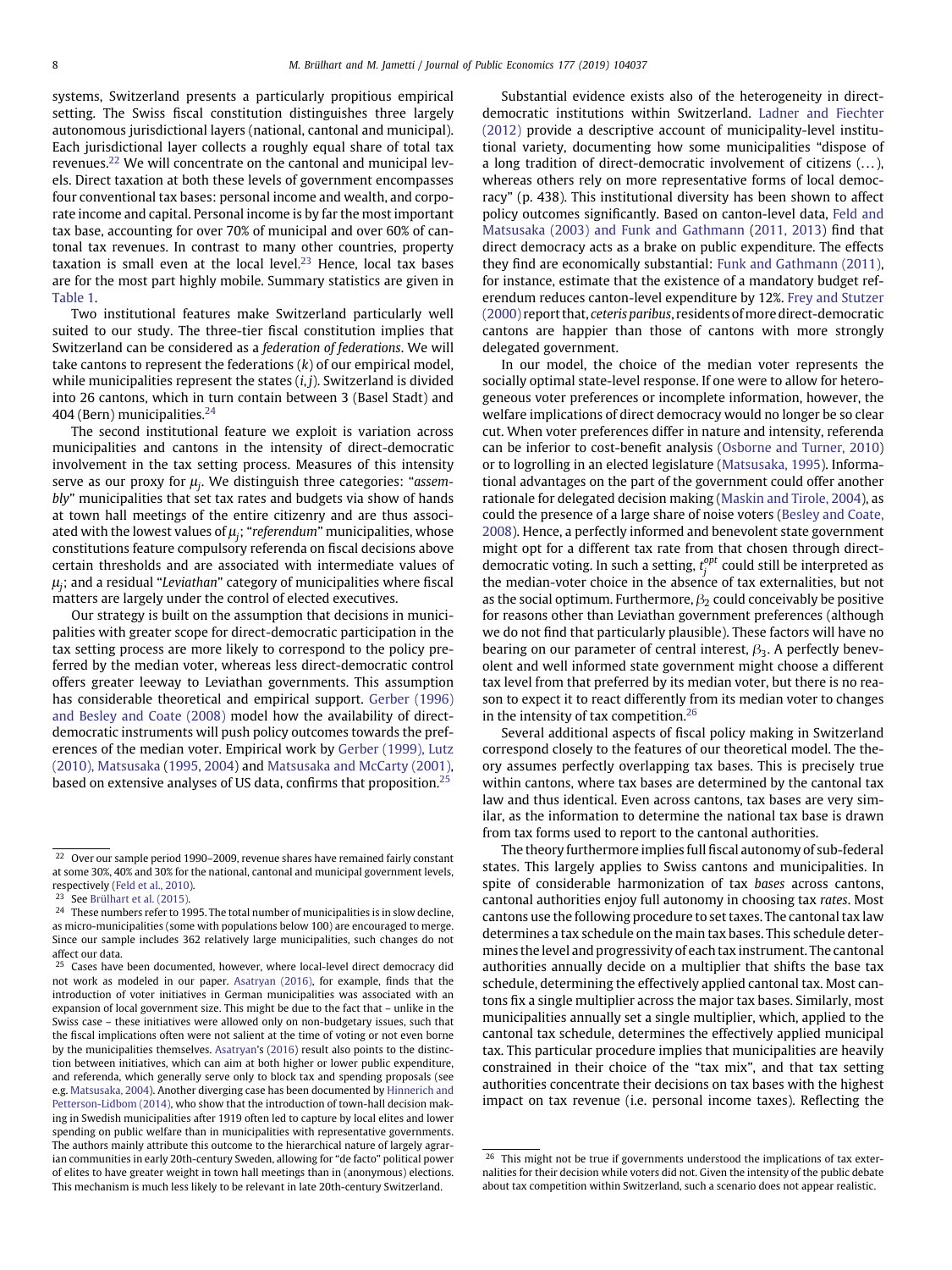systems, Switzerland presents a particularly propitious empirical setting. The Swiss fiscal constitution distinguishes three largely autonomous jurisdictional layers (national, cantonal and municipal). Each jurisdictional layer collects a roughly equal share of total tax revenues.[22] We will concentrate on the cantonal and municipal levels. Direct taxation at both these levels of government encompasses four conventional tax bases: personal income and wealth, and corporate income and capital. Personal income is by far the most important tax base, accounting for over 70% of municipal and over 60% of cantonal tax revenues. In contrast to many other countries, property taxation is small even at the local level.[23] Hence, local tax bases are for the most part highly mobile. Summary statistics are given in Table 1.

Two institutional features make Switzerland particularly well suited to our study. The three-tier fiscal constitution implies that Switzerland can be considered as a *federation of federations*. We will take cantons to represent the federations ($k$) of our empirical model, while municipalities represent the states ($i$, $j$). Switzerland is divided into 26 cantons, which in turn contain between 3 (Basel Stadt) and 404 (Bern) municipalities.[24]

The second institutional feature we exploit is variation across municipalities and cantons in the intensity of direct-democratic involvement in the tax setting process. Measures of this intensity serve as our proxy for $\mu_j$. We distinguish three categories: "*assembly*" municipalities that set tax rates and budgets via show of hands at town hall meetings of the entire citizenry and are thus associated with the lowest values of $\mu_j$; "*referendum*" municipalities, whose constitutions feature compulsory referenda on fiscal decisions above certain thresholds and are associated with intermediate values of $\mu_j$; and a residual "*Leviathan*" category of municipalities where fiscal matters are largely under the control of elected executives.

Our strategy is built on the assumption that decisions in municipalities with greater scope for direct-democratic participation in the tax setting process are more likely to correspond to the policy preferred by the median voter, whereas less direct-democratic control offers greater leeway to Leviathan governments. This assumption has considerable theoretical and empirical support. Gerber (1996) and Besley and Coate (2008) model how the availability of direct-democratic instruments will push policy outcomes towards the preferences of the median voter. Empirical work by Gerber (1999), Lutz (2010), Matsusaka (1995, 2004) and Matsusaka and McCarty (2001), based on extensive analyses of US data, confirms that proposition.[25]

Substantial evidence exists also of the heterogeneity in direct-democratic institutions within Switzerland. Ladner and Fiechter (2012) provide a descriptive account of municipality-level institutional variety, documenting how some municipalities "dispose of a long tradition of direct-democratic involvement of citizens (…), whereas others rely on more representative forms of local democracy" (p. 438). This institutional diversity has been shown to affect policy outcomes significantly. Based on canton-level data, Feld and Matsusaka (2003) and Funk and Gathmann (2011, 2013) find that direct democracy acts as a brake on public expenditure. The effects they find are economically substantial: Funk and Gathmann (2011), for instance, estimate that the existence of a mandatory budget referendum reduces canton-level expenditure by 12%. Frey and Stutzer (2000) report that, *ceteris paribus*, residents of more direct-democratic cantons are happier than those of cantons with more strongly delegated government.

In our model, the choice of the median voter represents the socially optimal state-level response. If one were to allow for heterogeneous voter preferences or incomplete information, however, the welfare implications of direct democracy would no longer be so clear cut. When voter preferences differ in nature and intensity, referenda can be inferior to cost-benefit analysis (Osborne and Turner, 2010) or to logrolling in an elected legislature (Matsusaka, 1995). Informational advantages on the part of the government could offer another rationale for delegated decision making (Maskin and Tirole, 2004), as could the presence of a large share of noise voters (Besley and Coate, 2008). Hence, a perfectly informed and benevolent state government might opt for a different tax rate from that chosen through direct-democratic voting. In such a setting, $t_j^{opt}$ could still be interpreted as the median-voter choice in the absence of tax externalities, but not as the social optimum. Furthermore, $\beta_2$ could conceivably be positive for reasons other than Leviathan government preferences (although we do not find that particularly plausible). These factors will have no bearing on our parameter of central interest, $\beta_3$. A perfectly benevolent and well informed state government might choose a different tax level from that preferred by its median voter, but there is no reason to expect it to react differently from its median voter to changes in the intensity of tax competition.[26]

Several additional aspects of fiscal policy making in Switzerland correspond closely to the features of our theoretical model. The theory assumes perfectly overlapping tax bases. This is precisely true within cantons, where tax bases are determined by the cantonal tax law and thus identical. Even across cantons, tax bases are very similar, as the information to determine the national tax base is drawn from tax forms used to report to the cantonal authorities.

The theory furthermore implies full fiscal autonomy of sub-federal states. This largely applies to Swiss cantons and municipalities. In spite of considerable harmonization of tax *bases* across cantons, cantonal authorities enjoy full autonomy in choosing tax *rates*. Most cantons use the following procedure to set taxes. The cantonal tax law determines a tax schedule on the main tax bases. This schedule determines the level and progressivity of each tax instrument. The cantonal authorities annually decide on a multiplier that shifts the base tax schedule, determining the effectively applied cantonal tax. Most cantons fix a single multiplier across the major tax bases. Similarly, most municipalities annually set a single multiplier, which, applied to the cantonal tax schedule, determines the effectively applied municipal tax. This particular procedure implies that municipalities are heavily constrained in their choice of the "tax mix", and that tax setting authorities concentrate their decisions on tax bases with the highest impact on tax revenue (i.e. personal income taxes). Reflecting the

---

[22] Over our sample period 1990–2009, revenue shares have remained fairly constant at some 30%, 40% and 30% for the national, cantonal and municipal government levels, respectively (Feld et al., 2010).

[23] See Brülhart et al. (2015).

[24] These numbers refer to 1995. The total number of municipalities is in slow decline, as micro-municipalities (some with populations below 100) are encouraged to merge. Since our sample includes 362 relatively large municipalities, such changes do not affect our data.

[25] Cases have been documented, however, where local-level direct democracy did not work as modeled in our paper. Asatryan (2016), for example, finds that the introduction of voter initiatives in German municipalities was associated with an expansion of local government size. This might be due to the fact that – unlike in the Swiss case – these initiatives were allowed only on non-budgetary issues, such that the fiscal implications often were not salient at the time of voting or not even borne by the municipalities themselves. Asatryan's (2016) result also points to the distinction between initiatives, which can aim at both higher or lower public expenditure, and referenda, which generally serve only to block tax and spending proposals (see e.g. Matsusaka, 2004). Another diverging case has been documented by Hinnerich and Petterson-Lidbom (2014), who show that the introduction of town-hall decision making in Swedish municipalities after 1919 often led to capture by local elites and lower spending on public welfare than in municipalities with representative governments. The authors mainly attribute this outcome to the hierarchical nature of largely agrarian communities in early 20th-century Sweden, allowing for "de facto" political power of elites to have greater weight in town hall meetings than in (anonymous) elections. This mechanism is much less likely to be relevant in late 20th-century Switzerland.

[26] This might not be true if governments understood the implications of tax externalities for their decision while voters did not. Given the intensity of the public debate about tax competition within Switzerland, such a scenario does not appear realistic.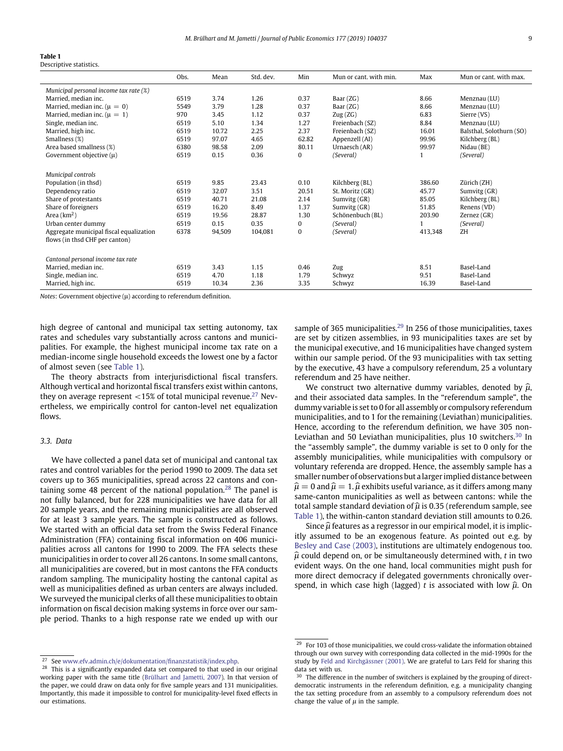**Table 1**
Descriptive statistics.

| | Obs. | Mean | Std. dev. | Min | Mun or cant. with min. | Max | Mun or cant. with max. |
|---|---|---|---|---|---|---|---|
| *Municipal personal income tax rate (%)* | | | | | | | |
| Married, median inc. | 6519 | 3.74 | 1.26 | 0.37 | Baar (ZG) | 8.66 | Menznau (LU) |
| Married, median inc. ($\mu = 0$) | 5549 | 3.79 | 1.28 | 0.37 | Baar (ZG) | 8.66 | Menznau (LU) |
| Married, median inc. ($\mu = 1$) | 970 | 3.45 | 1.12 | 0.37 | Zug (ZG) | 6.83 | Sierre (VS) |
| Single, median inc. | 6519 | 5.10 | 1.34 | 1.27 | Freienbach (SZ) | 8.84 | Menznau (LU) |
| Married, high inc. | 6519 | 10.72 | 2.25 | 2.37 | Freienbach (SZ) | 16.01 | Balsthal, Solothurn (SO) |
| Smallness (%) | 6519 | 97.07 | 4.65 | 62.82 | Appenzell (AI) | 99.96 | Kilchberg (BL) |
| Area based smallness (%) | 6380 | 98.58 | 2.09 | 80.11 | Urnaesch (AR) | 99.97 | Nidau (BE) |
| Government objective ($\mu$) | 6519 | 0.15 | 0.36 | 0 | *(Several)* | 1 | *(Several)* |
| *Municipal controls* | | | | | | | |
| Population (in thsd) | 6519 | 9.85 | 23.43 | 0.10 | Kilchberg (BL) | 386.60 | Zürich (ZH) |
| Dependency ratio | 6519 | 32.07 | 3.51 | 20.51 | St. Moritz (GR) | 45.77 | Sumvitg (GR) |
| Share of protestants | 6519 | 40.71 | 21.08 | 2.14 | Sumvitg (GR) | 85.05 | Kilchberg (BL) |
| Share of foreigners | 6519 | 16.20 | 8.49 | 1.37 | Sumvitg (GR) | 51.85 | Renens (VD) |
| Area (km$^2$) | 6519 | 19.56 | 28.87 | 1.30 | Schönenbuch (BL) | 203.90 | Zernez (GR) |
| Urban center dummy | 6519 | 0.15 | 0.35 | 0 | *(Several)* | 1 | *(Several)* |
| Aggregate municipal fiscal equalization flows (in thsd CHF per canton) | 6378 | 94,509 | 104,081 | 0 | *(Several)* | 413,348 | ZH |
| *Cantonal personal income tax rate* | | | | | | | |
| Married, median inc. | 6519 | 3.43 | 1.15 | 0.46 | Zug | 8.51 | Basel-Land |
| Single, median inc. | 6519 | 4.70 | 1.18 | 1.79 | Schwyz | 9.51 | Basel-Land |
| Married, high inc. | 6519 | 10.34 | 2.36 | 3.35 | Schwyz | 16.39 | Basel-Land |

*Notes*: Government objective ($\mu$) according to referendum definition.

high degree of cantonal and municipal tax setting autonomy, tax rates and schedules vary substantially across cantons and municipalities. For example, the highest municipal income tax rate on a median-income single household exceeds the lowest one by a factor of almost seven (see Table 1).

The theory abstracts from interjurisdictional fiscal transfers. Although vertical and horizontal fiscal transfers exist within cantons, they on average represent <15% of total municipal revenue.[27] Nevertheless, we empirically control for canton-level net equalization flows.

### 3.3. Data

We have collected a panel data set of municipal and cantonal tax rates and control variables for the period 1990 to 2009. The data set covers up to 365 municipalities, spread across 22 cantons and containing some 48 percent of the national population.[28] The panel is not fully balanced, but for 228 municipalities we have data for all 20 sample years, and the remaining municipalities are all observed for at least 3 sample years. The sample is constructed as follows. We started with an official data set from the Swiss Federal Finance Administration (FFA) containing fiscal information on 406 municipalities across all cantons for 1990 to 2009. The FFA selects these municipalities in order to cover all 26 cantons. In some small cantons, all municipalities are covered, but in most cantons the FFA conducts random sampling. The municipality hosting the cantonal capital as well as municipalities defined as urban centers are always included. We surveyed the municipal clerks of all these municipalities to obtain information on fiscal decision making systems in force over our sample period. Thanks to a high response rate we ended up with our sample of 365 municipalities.[29] In 256 of those municipalities, taxes are set by citizen assemblies, in 93 municipalities taxes are set by the municipal executive, and 16 municipalities have changed system within our sample period. Of the 93 municipalities with tax setting by the executive, 43 have a compulsory referendum, 25 a voluntary referendum and 25 have neither.

We construct two alternative dummy variables, denoted by $\widehat{\mu}$, and their associated data samples. In the "referendum sample", the dummy variable is set to 0 for all assembly or compulsory referendum municipalities, and to 1 for the remaining (Leviathan) municipalities. Hence, according to the referendum definition, we have 305 non-Leviathan and 50 Leviathan municipalities, plus 10 switchers.[30] In the "assembly sample", the dummy variable is set to 0 only for the assembly municipalities, while municipalities with compulsory or voluntary referenda are dropped. Hence, the assembly sample has a smaller number of observations but a larger implied distance between $\widehat{\mu} = 0$ and $\widehat{\mu} = 1$. $\widehat{\mu}$ exhibits useful variance, as it differs among many same-canton municipalities as well as between cantons: while the total sample standard deviation of $\widehat{\mu}$ is 0.35 (referendum sample, see Table 1), the within-canton standard deviation still amounts to 0.26.

Since $\widehat{\mu}$ features as a regressor in our empirical model, it is implicitly assumed to be an exogenous feature. As pointed out e.g. by Besley and Case (2003), institutions are ultimately endogenous too. $\widehat{\mu}$ could depend on, or be simultaneously determined with, $t$ in two evident ways. On the one hand, local communities might push for more direct democracy if delegated governments chronically overspend, in which case high (lagged) $t$ is associated with low $\widehat{\mu}$. On

---

[27] See www.efv.admin.ch/e/dokumentation/finanzstatistik/index.php.

[28] This is a significantly expanded data set compared to that used in our original working paper with the same title (Brülhart and Jametti, 2007). In that version of the paper, we could draw on data only for five sample years and 131 municipalities. Importantly, this made it impossible to control for municipality-level fixed effects in our estimations.

[29] For 103 of those municipalities, we could cross-validate the information obtained through our own survey with corresponding data collected in the mid-1990s for the study by Feld and Kirchgässner (2001). We are grateful to Lars Feld for sharing this data set with us.

[30] The difference in the number of switchers is explained by the grouping of direct-democratic instruments in the referendum definition, e.g. a municipality changing the tax setting procedure from an assembly to a compulsory referendum does not change the value of $\mu$ in the sample.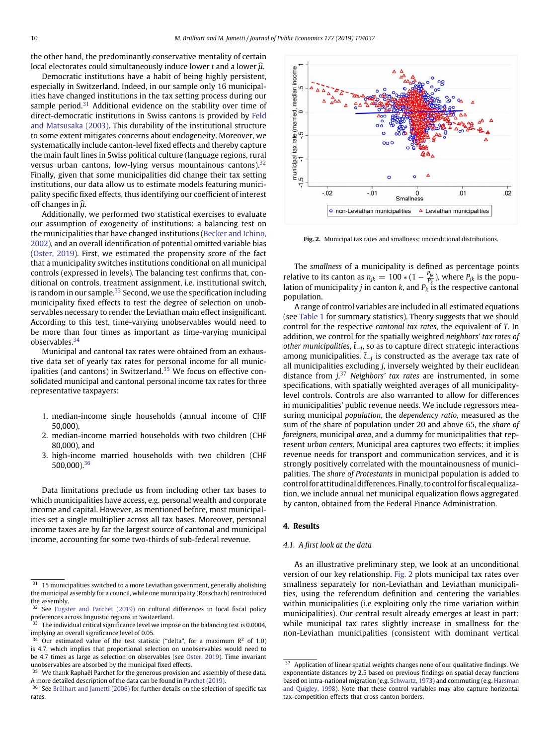the other hand, the predominantly conservative mentality of certain local electorates could simultaneously induce lower $t$ and a lower $\widehat{\mu}$.

Democratic institutions have a habit of being highly persistent, especially in Switzerland. Indeed, in our sample only 16 municipalities have changed institutions in the tax setting process during our sample period.[31] Additional evidence on the stability over time of direct-democratic institutions in Swiss cantons is provided by Feld and Matsusaka (2003). This durability of the institutional structure to some extent mitigates concerns about endogeneity. Moreover, we systematically include canton-level fixed effects and thereby capture the main fault lines in Swiss political culture (language regions, rural versus urban cantons, low-lying versus mountainous cantons).[32] Finally, given that some municipalities did change their tax setting institutions, our data allow us to estimate models featuring municipality specific fixed effects, thus identifying our coefficient of interest off changes in $\widehat{\mu}$.

Additionally, we performed two statistical exercises to evaluate our assumption of exogeneity of institutions: a balancing test on the municipalities that have changed institutions (Becker and Ichino, 2002), and an overall identification of potential omitted variable bias (Oster, 2019). First, we estimated the propensity score of the fact that a municipality switches institutions conditional on all municipal controls (expressed in levels). The balancing test confirms that, conditional on controls, treatment assignment, i.e. institutional switch, is random in our sample.[33] Second, we use the specification including municipality fixed effects to test the degree of selection on unobservables necessary to render the Leviathan main effect insignificant. According to this test, time-varying unobservables would need to be more than four times as important as time-varying municipal observables.[34]

Municipal and cantonal tax rates were obtained from an exhaustive data set of yearly tax rates for personal income for all municipalities (and cantons) in Switzerland.[35] We focus on effective consolidated municipal and cantonal personal income tax rates for three representative taxpayers:

1. median-income single households (annual income of CHF 50,000),
2. median-income married households with two children (CHF 80,000), and
3. high-income married households with two children (CHF 500,000).[36]

Data limitations preclude us from including other tax bases to which municipalities have access, e.g. personal wealth and corporate income and capital. However, as mentioned before, most municipalities set a single multiplier across all tax bases. Moreover, personal income taxes are by far the largest source of cantonal and municipal income, accounting for some two-thirds of sub-federal revenue.

**Fig. 2.** Municipal tax rates and smallness: unconditional distributions.

The *smallness* of a municipality is defined as percentage points relative to its canton as $n_{jk} = 100 * (1 - \frac{P_{jk}}{P_k})$, where $P_{jk}$ is the population of municipality $j$ in canton $k$, and $P_k$ is the respective cantonal population.

A range of control variables are included in all estimated equations (see Table 1 for summary statistics). Theory suggests that we should control for the respective *cantonal tax rates*, the equivalent of $T$. In addition, we control for the spatially weighted *neighbors' tax rates of other municipalities*, $\bar{t}_{-j}$, so as to capture direct strategic interactions among municipalities. $\bar{t}_{-j}$ is constructed as the average tax rate of all municipalities excluding $j$, inversely weighted by their euclidean distance from $j$.[37] *Neighbors' tax rates* are instrumented, in some specifications, with spatially weighted averages of all municipality-level controls. Controls are also warranted to allow for differences in municipalities' public revenue needs. We include regressors measuring municipal *population*, the *dependency ratio*, measured as the sum of the share of population under 20 and above 65, the *share of foreigners*, municipal *area*, and a dummy for municipalities that represent *urban centers*. Municipal area captures two effects: it implies revenue needs for transport and communication services, and it is strongly positively correlated with the mountainousness of municipalities. The *share of Protestants* in municipal population is added to control for attitudinal differences. Finally, to control for fiscal equalization, we include annual net municipal equalization flows aggregated by canton, obtained from the Federal Finance Administration.

## 4. Results

### 4.1. A first look at the data

As an illustrative preliminary step, we look at an unconditional version of our key relationship. Fig. 2 plots municipal tax rates over smallness separately for non-Leviathan and Leviathan municipalities, using the referendum definition and centering the variables within municipalities (i.e exploiting only the time variation within municipalities). Our central result already emerges at least in part: while municipal tax rates slightly increase in smallness for the non-Leviathan municipalities (consistent with dominant vertical

---

[31] 15 municipalities switched to a more Leviathan government, generally abolishing the municipal assembly for a council, while one municipality (Rorschach) reintroduced the assembly.

[32] See Eugster and Parchet (2019) on cultural differences in local fiscal policy preferences across linguistic regions in Switzerland.

[33] The individual critical significance level we impose on the balancing test is 0.0004, implying an overall significance level of 0.05.

[34] Our estimated value of the test statistic ("delta", for a maximum $R^2$ of 1.0) is 4.7, which implies that proportional selection on unobservables would need to be 4.7 times as large as selection on observables (see Oster, 2019). Time invariant unobservables are absorbed by the municipal fixed effects.

[35] We thank Raphaël Parchet for the generous provision and assembly of these data. A more detailed description of the data can be found in Parchet (2019).

[36] See Brülhart and Jametti (2006) for further details on the selection of specific tax rates.

[37] Application of linear spatial weights changes none of our qualitative findings. We exponentiate distances by 2.5 based on previous findings on spatial decay functions based on intra-national migration (e.g. Schwartz, 1973) and commuting (e.g. Harsman and Quigley, 1998). Note that these control variables may also capture horizontal tax-competition effects that cross canton borders.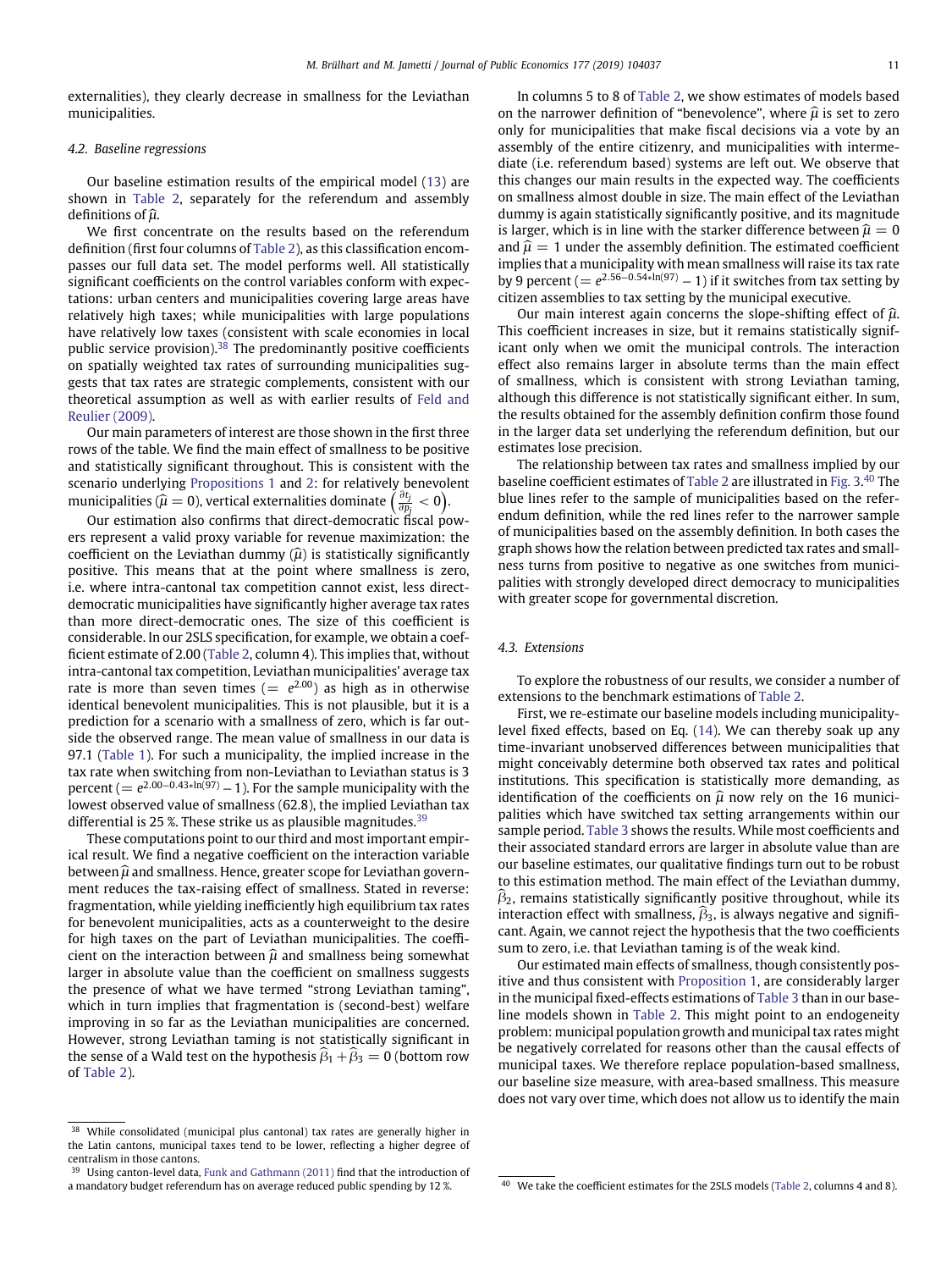externalities), they clearly decrease in smallness for the Leviathan municipalities.

### 4.2. Baseline regressions

Our baseline estimation results of the empirical model (13) are shown in Table 2, separately for the referendum and assembly definitions of $\widehat{\mu}$.

We first concentrate on the results based on the referendum definition (first four columns of Table 2), as this classification encompasses our full data set. The model performs well. All statistically significant coefficients on the control variables conform with expectations: urban centers and municipalities covering large areas have relatively high taxes; while municipalities with large populations have relatively low taxes (consistent with scale economies in local public service provision).[38] The predominantly positive coefficients on spatially weighted tax rates of surrounding municipalities suggests that tax rates are strategic complements, consistent with our theoretical assumption as well as with earlier results of Feld and Reulier (2009).

Our main parameters of interest are those shown in the first three rows of the table. We find the main effect of smallness to be positive and statistically significant throughout. This is consistent with the scenario underlying Propositions 1 and 2: for relatively benevolent municipalities ($\widehat{\mu} = 0$), vertical externalities dominate $\left(\frac{\partial t_j}{\partial p_j} < 0\right)$.

Our estimation also confirms that direct-democratic fiscal powers represent a valid proxy variable for revenue maximization: the coefficient on the Leviathan dummy ($\widehat{\mu}$) is statistically significantly positive. This means that at the point where smallness is zero, i.e. where intra-cantonal tax competition cannot exist, less direct-democratic municipalities have significantly higher average tax rates than more direct-democratic ones. The size of this coefficient is considerable. In our 2SLS specification, for example, we obtain a coefficient estimate of 2.00 (Table 2, column 4). This implies that, without intra-cantonal tax competition, Leviathan municipalities' average tax rate is more than seven times ($= e^{2.00}$) as high as in otherwise identical benevolent municipalities. This is not plausible, but it is a prediction for a scenario with a smallness of zero, which is far outside the observed range. The mean value of smallness in our data is 97.1 (Table 1). For such a municipality, the implied increase in the tax rate when switching from non-Leviathan to Leviathan status is 3 percent ($= e^{2.00-0.43*\ln(97)} - 1$). For the sample municipality with the lowest observed value of smallness (62.8), the implied Leviathan tax differential is 25 %. These strike us as plausible magnitudes.[39]

These computations point to our third and most important empirical result. We find a negative coefficient on the interaction variable between $\widehat{\mu}$ and smallness. Hence, greater scope for Leviathan government reduces the tax-raising effect of smallness. Stated in reverse: fragmentation, while yielding inefficiently high equilibrium tax rates for benevolent municipalities, acts as a counterweight to the desire for high taxes on the part of Leviathan municipalities. The coefficient on the interaction between $\widehat{\mu}$ and smallness being somewhat larger in absolute value than the coefficient on smallness suggests the presence of what we have termed "strong Leviathan taming", which in turn implies that fragmentation is (second-best) welfare improving in so far as the Leviathan municipalities are concerned. However, strong Leviathan taming is not statistically significant in the sense of a Wald test on the hypothesis $\widehat{\beta}_1 + \widehat{\beta}_3 = 0$ (bottom row of Table 2).

In columns 5 to 8 of Table 2, we show estimates of models based on the narrower definition of "benevolence", where $\widehat{\mu}$ is set to zero only for municipalities that make fiscal decisions via a vote by an assembly of the entire citizenry, and municipalities with intermediate (i.e. referendum based) systems are left out. We observe that this changes our main results in the expected way. The coefficients on smallness almost double in size. The main effect of the Leviathan dummy is again statistically significantly positive, and its magnitude is larger, which is in line with the starker difference between $\widehat{\mu} = 0$ and $\widehat{\mu} = 1$ under the assembly definition. The estimated coefficient implies that a municipality with mean smallness will raise its tax rate by 9 percent ($= e^{2.56-0.54*\ln(97)} - 1$) if it switches from tax setting by citizen assemblies to tax setting by the municipal executive.

Our main interest again concerns the slope-shifting effect of $\widehat{\mu}$. This coefficient increases in size, but it remains statistically significant only when we omit the municipal controls. The interaction effect also remains larger in absolute terms than the main effect of smallness, which is consistent with strong Leviathan taming, although this difference is not statistically significant either. In sum, the results obtained for the assembly definition confirm those found in the larger data set underlying the referendum definition, but our estimates lose precision.

The relationship between tax rates and smallness implied by our baseline coefficient estimates of Table 2 are illustrated in Fig. 3.[40] The blue lines refer to the sample of municipalities based on the referendum definition, while the red lines refer to the narrower sample of municipalities based on the assembly definition. In both cases the graph shows how the relation between predicted tax rates and smallness turns from positive to negative as one switches from municipalities with strongly developed direct democracy to municipalities with greater scope for governmental discretion.

### 4.3. Extensions

To explore the robustness of our results, we consider a number of extensions to the benchmark estimations of Table 2.

First, we re-estimate our baseline models including municipality-level fixed effects, based on Eq. (14). We can thereby soak up any time-invariant unobserved differences between municipalities that might conceivably determine both observed tax rates and political institutions. This specification is statistically more demanding, as identification of the coefficients on $\widehat{\mu}$ now rely on the 16 municipalities which have switched tax setting arrangements within our sample period. Table 3 shows the results. While most coefficients and their associated standard errors are larger in absolute value than are our baseline estimates, our qualitative findings turn out to be robust to this estimation method. The main effect of the Leviathan dummy, $\widehat{\beta}_2$, remains statistically significantly positive throughout, while its interaction effect with smallness, $\widehat{\beta}_3$, is always negative and significant. Again, we cannot reject the hypothesis that the two coefficients sum to zero, i.e. that Leviathan taming is of the weak kind.

Our estimated main effects of smallness, though consistently positive and thus consistent with Proposition 1, are considerably larger in the municipal fixed-effects estimations of Table 3 than in our baseline models shown in Table 2. This might point to an endogeneity problem: municipal population growth and municipal tax rates might be negatively correlated for reasons other than the causal effects of municipal taxes. We therefore replace population-based smallness, our baseline size measure, with area-based smallness. This measure does not vary over time, which does not allow us to identify the main

---

[38] While consolidated (municipal plus cantonal) tax rates are generally higher in the Latin cantons, municipal taxes tend to be lower, reflecting a higher degree of centralism in those cantons.

[39] Using canton-level data, Funk and Gathmann (2011) find that the introduction of a mandatory budget referendum has on average reduced public spending by 12 %.

[40] We take the coefficient estimates for the 2SLS models (Table 2, columns 4 and 8).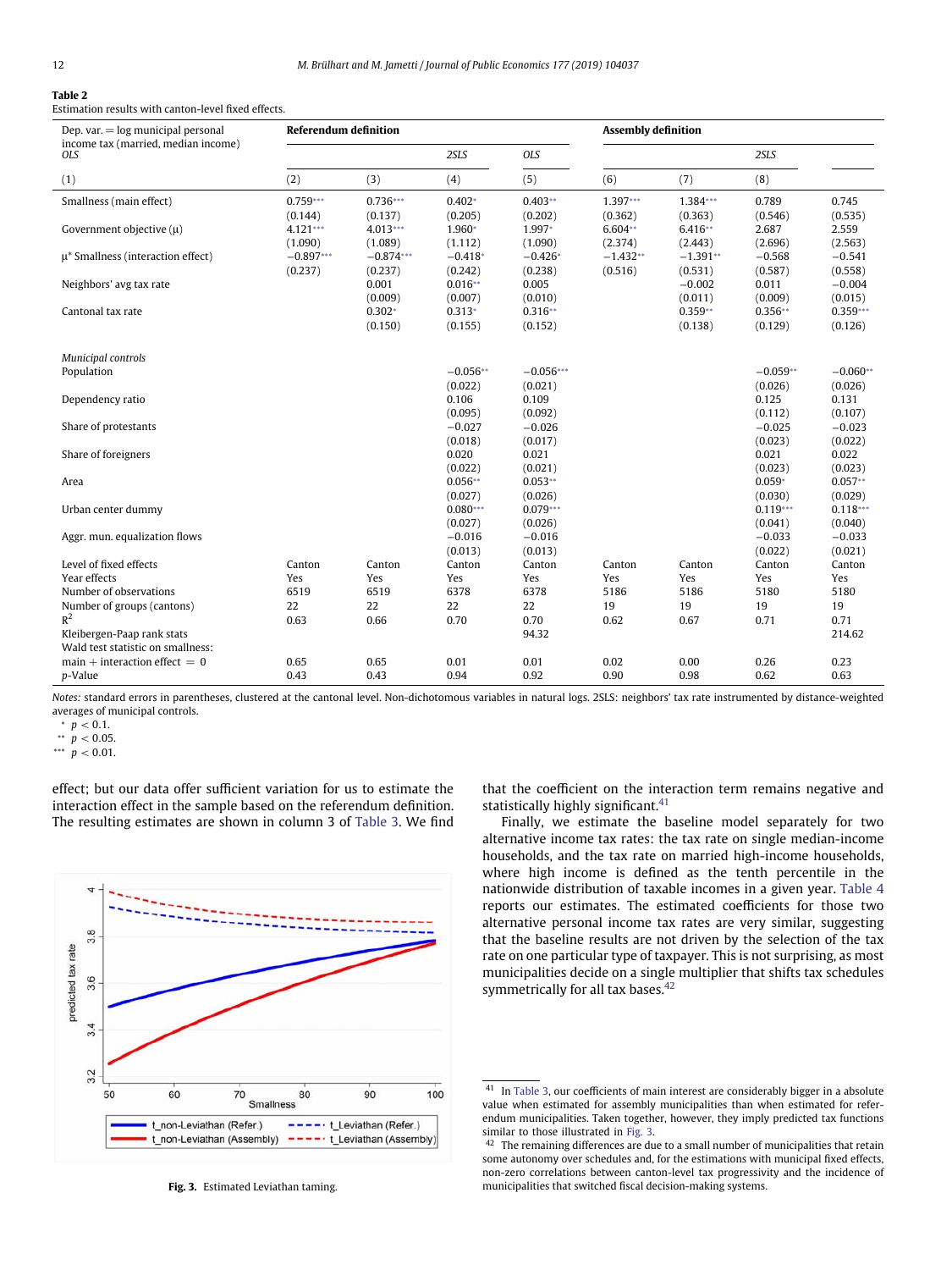**Table 2**
Estimation results with canton-level fixed effects.

| Dep. var. = log municipal personal income tax (married, median income) | Referendum definition | | | | Assembly definition | | | |
|---|---|---|---|---|---|---|---|---|
| | *OLS* | | *2SLS* | | *OLS* | | *2SLS* | |
| | (1) | (2) | (3) | (4) | (5) | (6) | (7) | (8) |
| Smallness (main effect) | 0.759*** | 0.736*** | 0.402* | 0.403** | 1.397*** | 1.384*** | 0.789 | 0.745 |
| | (0.144) | (0.137) | (0.205) | (0.202) | (0.362) | (0.363) | (0.546) | (0.535) |
| Government objective (μ) | 4.121*** | 4.013*** | 1.960* | 1.997* | 6.604** | 6.416** | 2.687 | 2.559 |
| | (1.090) | (1.089) | (1.112) | (1.090) | (2.374) | (2.443) | (2.696) | (2.563) |
| μ* Smallness (interaction effect) | −0.897*** | −0.874*** | −0.418* | −0.426* | −1.432** | −1.391** | −0.568 | −0.541 |
| | (0.237) | (0.237) | (0.242) | (0.238) | (0.516) | (0.531) | (0.587) | (0.558) |
| Neighbors' avg tax rate | | 0.001 | 0.016** | 0.005 | | −0.002 | 0.011 | −0.004 |
| | | (0.009) | (0.007) | (0.010) | | (0.011) | (0.009) | (0.015) |
| Cantonal tax rate | | 0.302* | 0.313* | 0.316** | | 0.359** | 0.356** | 0.359*** |
| | | (0.150) | (0.155) | (0.152) | | (0.138) | (0.129) | (0.126) |
| *Municipal controls* | | | | | | | | |
| Population | | | −0.056** | −0.056*** | | | −0.059** | −0.060** |
| | | | (0.022) | (0.021) | | | (0.026) | (0.026) |
| Dependency ratio | | | 0.106 | 0.109 | | | 0.125 | 0.131 |
| | | | (0.095) | (0.092) | | | (0.112) | (0.107) |
| Share of protestants | | | −0.027 | −0.026 | | | −0.025 | −0.023 |
| | | | (0.018) | (0.017) | | | (0.023) | (0.022) |
| Share of foreigners | | | 0.020 | 0.021 | | | 0.021 | 0.022 |
| | | | (0.022) | (0.021) | | | (0.023) | (0.023) |
| Area | | | 0.056** | 0.053** | | | 0.059* | 0.057** |
| | | | (0.027) | (0.026) | | | (0.030) | (0.029) |
| Urban center dummy | | | 0.080*** | 0.079*** | | | 0.119*** | 0.118*** |
| | | | (0.027) | (0.026) | | | (0.041) | (0.040) |
| Aggr. mun. equalization flows | | | −0.016 | −0.016 | | | −0.033 | −0.033 |
| | | | (0.013) | (0.013) | | | (0.022) | (0.021) |
| Level of fixed effects | Canton | Canton | Canton | Canton | Canton | Canton | Canton | Canton |
| Year effects | Yes | Yes | Yes | Yes | Yes | Yes | Yes | Yes |
| Number of observations | 6519 | 6519 | 6378 | 6378 | 5186 | 5186 | 5180 | 5180 |
| Number of groups (cantons) | 22 | 22 | 22 | 22 | 19 | 19 | 19 | 19 |
| $R^2$ | 0.63 | 0.66 | 0.70 | 0.70 | 0.62 | 0.67 | 0.71 | 0.71 |
| Kleibergen-Paap rank stats | | | | 94.32 | | | | 214.62 |
| Wald test statistic on smallness: | | | | | | | | |
| main + interaction effect = 0 | 0.65 | 0.65 | 0.01 | 0.01 | 0.02 | 0.00 | 0.26 | 0.23 |
| *p*-Value | 0.43 | 0.43 | 0.94 | 0.92 | 0.90 | 0.98 | 0.62 | 0.63 |

*Notes:* standard errors in parentheses, clustered at the cantonal level. Non-dichotomous variables in natural logs. 2SLS: neighbors' tax rate instrumented by distance-weighted averages of municipal controls.
* $p < 0.1$.
** $p < 0.05$.
*** $p < 0.01$.

effect; but our data offer sufficient variation for us to estimate the interaction effect in the sample based on the referendum definition. The resulting estimates are shown in column 3 of Table 3. We find that the coefficient on the interaction term remains negative and statistically highly significant.[41]

Finally, we estimate the baseline model separately for two alternative income tax rates: the tax rate on single median-income households, and the tax rate on married high-income households, where high income is defined as the tenth percentile in the nationwide distribution of taxable incomes in a given year. Table 4 reports our estimates. The estimated coefficients for those two alternative personal income tax rates are very similar, suggesting that the baseline results are not driven by the selection of the tax rate on one particular type of taxpayer. This is not surprising, as most municipalities decide on a single multiplier that shifts tax schedules symmetrically for all tax bases.[42]

**Fig. 3.** Estimated Leviathan taming.

[41] In Table 3, our coefficients of main interest are considerably bigger in a absolute value when estimated for assembly municipalities than when estimated for referendum municipalities. Taken together, however, they imply predicted tax functions similar to those illustrated in Fig. 3.

[42] The remaining differences are due to a small number of municipalities that retain some autonomy over schedules and, for the estimations with municipal fixed effects, non-zero correlations between canton-level tax progressivity and the incidence of municipalities that switched fiscal decision-making systems.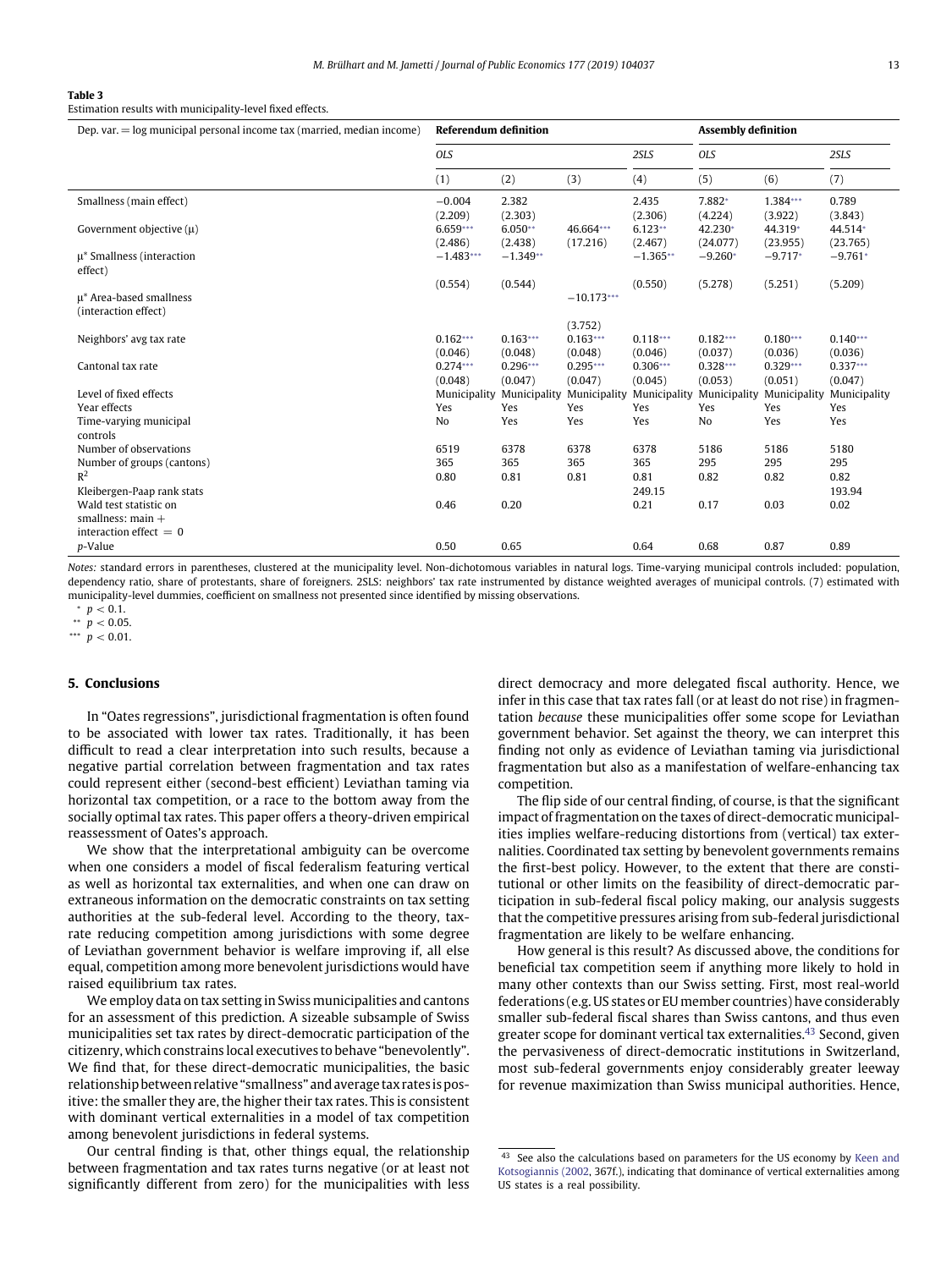**Table 3**
Estimation results with municipality-level fixed effects.

| Dep. var. = log municipal personal income tax (married, median income) | Referendum definition | | | | Assembly definition | | |
|---|---|---|---|---|---|---|---|
| | OLS | | | 2SLS | OLS | | 2SLS |
| | (1) | (2) | (3) | (4) | (5) | (6) | (7) |
| Smallness (main effect) | −0.004 | 2.382 | | 2.435 | 7.882* | 1.384*** | 0.789 |
| | (2.209) | (2.303) | | (2.306) | (4.224) | (3.922) | (3.843) |
| Government objective (μ) | 6.659*** | 6.050** | 46.664*** | 6.123** | 42.230* | 44.319* | 44.514* |
| | (2.486) | (2.438) | (17.216) | (2.467) | (24.077) | (23.955) | (23.765) |
| μ* Smallness (interaction effect) | −1.483*** | −1.349** | | −1.365** | −9.260* | −9.717* | −9.761* |
| | (0.554) | (0.544) | | (0.550) | (5.278) | (5.251) | (5.209) |
| μ* Area-based smallness (interaction effect) | | | −10.173*** | | | | |
| | | | (3.752) | | | | |
| Neighbors' avg tax rate | 0.162*** | 0.163*** | 0.163*** | 0.118*** | 0.182*** | 0.180*** | 0.140*** |
| | (0.046) | (0.048) | (0.048) | (0.046) | (0.037) | (0.036) | (0.036) |
| Cantonal tax rate | 0.274*** | 0.296*** | 0.295*** | 0.306*** | 0.328*** | 0.329*** | 0.337*** |
| | (0.048) | (0.047) | (0.047) | (0.045) | (0.053) | (0.051) | (0.047) |
| Level of fixed effects | Municipality | Municipality | Municipality | Municipality | Municipality | Municipality | Municipality |
| Year effects | Yes | Yes | Yes | Yes | Yes | Yes | Yes |
| Time-varying municipal controls | No | Yes | Yes | Yes | No | Yes | Yes |
| Number of observations | 6519 | 6378 | 6378 | 6378 | 5186 | 5186 | 5180 |
| Number of groups (cantons) | 365 | 365 | 365 | 365 | 295 | 295 | 295 |
| $R^2$ | 0.80 | 0.81 | 0.81 | 0.81 | 0.82 | 0.82 | 0.82 |
| Kleibergen-Paap rank stats | | | | 249.15 | | | 193.94 |
| Wald test statistic on smallness: main + interaction effect = 0 | 0.46 | 0.20 | | 0.21 | 0.17 | 0.03 | 0.02 |
| p-Value | 0.50 | 0.65 | | 0.64 | 0.68 | 0.87 | 0.89 |

*Notes:* standard errors in parentheses, clustered at the municipality level. Non-dichotomous variables in natural logs. Time-varying municipal controls included: population, dependency ratio, share of protestants, share of foreigners. 2SLS: neighbors' tax rate instrumented by distance weighted averages of municipal controls. (7) estimated with municipality-level dummies, coefficient on smallness not presented since identified by missing observations.

\* $p < 0.1$.

\*\* $p < 0.05$.

\*\*\* $p < 0.01$.

## 5. Conclusions

In "Oates regressions", jurisdictional fragmentation is often found to be associated with lower tax rates. Traditionally, it has been difficult to read a clear interpretation into such results, because a negative partial correlation between fragmentation and tax rates could represent either (second-best efficient) Leviathan taming via horizontal tax competition, or a race to the bottom away from the socially optimal tax rates. This paper offers a theory-driven empirical reassessment of Oates's approach.

We show that the interpretational ambiguity can be overcome when one considers a model of fiscal federalism featuring vertical as well as horizontal tax externalities, and when one can draw on extraneous information on the democratic constraints on tax setting authorities at the sub-federal level. According to the theory, tax-rate reducing competition among jurisdictions with some degree of Leviathan government behavior is welfare improving if, all else equal, competition among more benevolent jurisdictions would have raised equilibrium tax rates.

We employ data on tax setting in Swiss municipalities and cantons for an assessment of this prediction. A sizeable subsample of Swiss municipalities set tax rates by direct-democratic participation of the citizenry, which constrains local executives to behave "benevolently". We find that, for these direct-democratic municipalities, the basic relationship between relative "smallness" and average tax rates is positive: the smaller they are, the higher their tax rates. This is consistent with dominant vertical externalities in a model of tax competition among benevolent jurisdictions in federal systems.

Our central finding is that, other things equal, the relationship between fragmentation and tax rates turns negative (or at least not significantly different from zero) for the municipalities with less direct democracy and more delegated fiscal authority. Hence, we infer in this case that tax rates fall (or at least do not rise) in fragmentation *because* these municipalities offer some scope for Leviathan government behavior. Set against the theory, we can interpret this finding not only as evidence of Leviathan taming via jurisdictional fragmentation but also as a manifestation of welfare-enhancing tax competition.

The flip side of our central finding, of course, is that the significant impact of fragmentation on the taxes of direct-democratic municipalities implies welfare-reducing distortions from (vertical) tax externalities. Coordinated tax setting by benevolent governments remains the first-best policy. However, to the extent that there are constitutional or other limits on the feasibility of direct-democratic participation in sub-federal fiscal policy making, our analysis suggests that the competitive pressures arising from sub-federal jurisdictional fragmentation are likely to be welfare enhancing.

How general is this result? As discussed above, the conditions for beneficial tax competition seem if anything more likely to hold in many other contexts than our Swiss setting. First, most real-world federations (e.g. US states or EU member countries) have considerably smaller sub-federal fiscal shares than Swiss cantons, and thus even greater scope for dominant vertical tax externalities.[43] Second, given the pervasiveness of direct-democratic institutions in Switzerland, most sub-federal governments enjoy considerably greater leeway for revenue maximization than Swiss municipal authorities. Hence,

[43] See also the calculations based on parameters for the US economy by Keen and Kotsogiannis (2002, 367f.), indicating that dominance of vertical externalities among US states is a real possibility.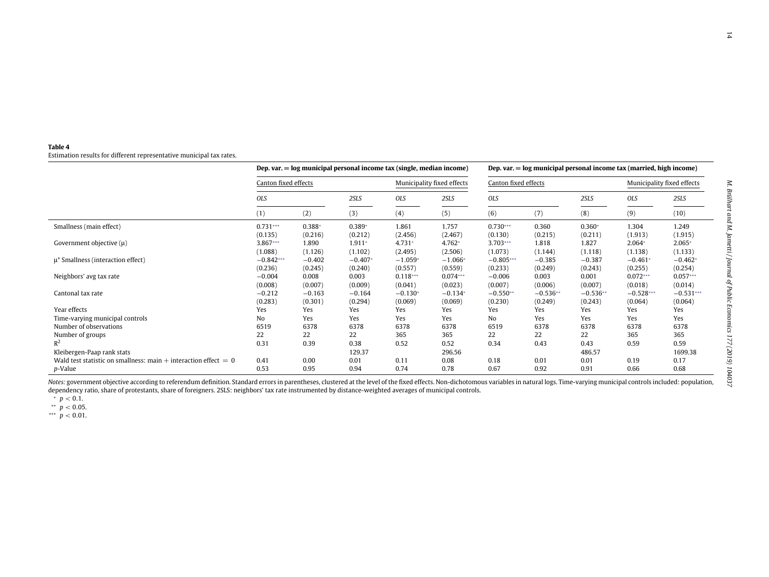**Table 4**
Estimation results for different representative municipal tax rates.

| | **Dep. var. = log municipal personal income tax (single, median income)** | | | | | **Dep. var. = log municipal personal income tax (married, high income)** | | | | |
|---|---|---|---|---|---|---|---|---|---|---|
| | Canton fixed effects | | | Municipality fixed effects | | Canton fixed effects | | | Municipality fixed effects | |
| | *OLS* | | *2SLS* | *OLS* | *2SLS* | *OLS* | | *2SLS* | *OLS* | *2SLS* |
| | (1) | (2) | (3) | (4) | (5) | (6) | (7) | (8) | (9) | (10) |
| Smallness (main effect) | 0.731*** | 0.388* | 0.389* | 1.861 | 1.757 | 0.730*** | 0.360 | 0.360* | 1.304 | 1.249 |
| | (0.135) | (0.216) | (0.212) | (2.456) | (2.467) | (0.130) | (0.215) | (0.211) | (1.913) | (1.915) |
| Government objective (μ) | 3.867*** | 1.890 | 1.911* | 4.731* | 4.762* | 3.703*** | 1.818 | 1.827 | 2.064* | 2.065* |
| | (1.088) | (1.126) | (1.102) | (2.495) | (2.506) | (1.073) | (1.144) | (1.118) | (1.138) | (1.133) |
| μ* Smallness (interaction effect) | −0.842*** | −0.402 | −0.407* | −1.059* | −1.066* | −0.805*** | −0.385 | −0.387 | −0.461* | −0.462* |
| | (0.236) | (0.245) | (0.240) | (0.557) | (0.559) | (0.233) | (0.249) | (0.243) | (0.255) | (0.254) |
| Neighbors' avg tax rate | −0.004 | 0.008 | 0.003 | 0.118*** | 0.074*** | −0.006 | 0.003 | 0.001 | 0.072*** | 0.057*** |
| | (0.008) | (0.007) | (0.009) | (0.041) | (0.023) | (0.007) | (0.006) | (0.007) | (0.018) | (0.014) |
| Cantonal tax rate | −0.212 | −0.163 | −0.164 | −0.130* | −0.134* | −0.550** | −0.536** | −0.536** | −0.528*** | −0.531*** |
| | (0.283) | (0.301) | (0.294) | (0.069) | (0.069) | (0.230) | (0.249) | (0.243) | (0.064) | (0.064) |
| Year effects | Yes | Yes | Yes | Yes | Yes | Yes | Yes | Yes | Yes | Yes |
| Time-varying municipal controls | No | Yes | Yes | Yes | Yes | No | Yes | Yes | Yes | Yes |
| Number of observations | 6519 | 6378 | 6378 | 6378 | 6378 | 6519 | 6378 | 6378 | 6378 | 6378 |
| Number of groups | 22 | 22 | 22 | 365 | 365 | 22 | 22 | 22 | 365 | 365 |
| $R^2$ | 0.31 | 0.39 | 0.38 | 0.52 | 0.52 | 0.34 | 0.43 | 0.43 | 0.59 | 0.59 |
| Kleibergen-Paap rank stats | | | 129.37 | | 296.56 | | | 486.57 | | 1699.38 |
| Wald test statistic on smallness: main + interaction effect = 0 | 0.41 | 0.00 | 0.01 | 0.11 | 0.08 | 0.18 | 0.01 | 0.01 | 0.19 | 0.17 |
| *p*-Value | 0.53 | 0.95 | 0.94 | 0.74 | 0.78 | 0.67 | 0.92 | 0.91 | 0.66 | 0.68 |

*Notes:* government objective according to referendum definition. Standard errors in parentheses, clustered at the level of the fixed effects. Non-dichotomous variables in natural logs. Time-varying municipal controls included: population, dependency ratio, share of protestants, share of foreigners. 2SLS: neighbors' tax rate instrumented by distance-weighted averages of municipal controls.

* $p < 0.1$.

** $p < 0.05$.

*** $p < 0.01$.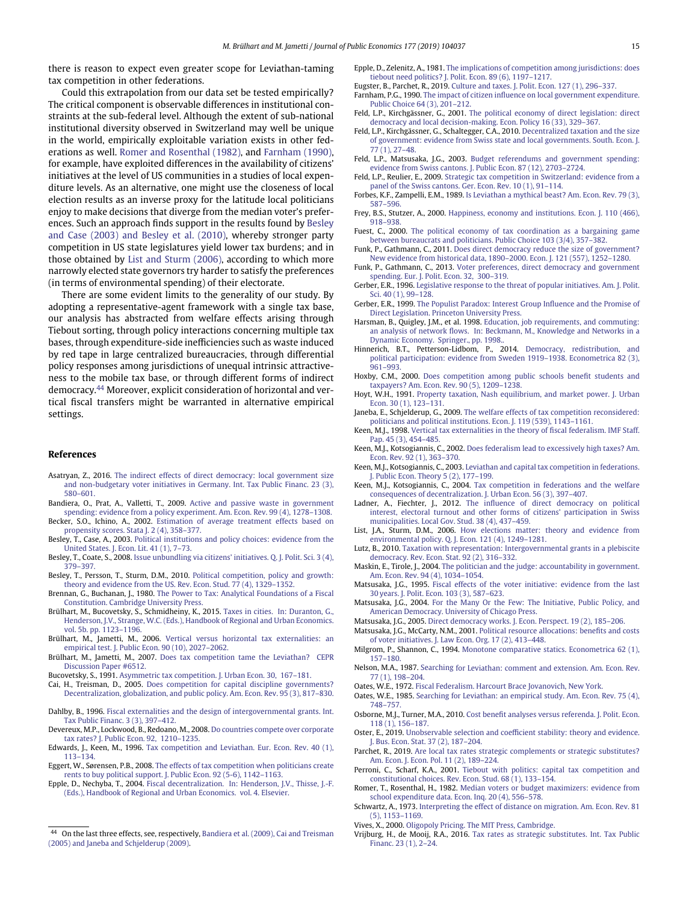there is reason to expect even greater scope for Leviathan-taming tax competition in other federations.

Could this extrapolation from our data set be tested empirically? The critical component is observable differences in institutional constraints at the sub-federal level. Although the extent of sub-national institutional diversity observed in Switzerland may well be unique in the world, empirically exploitable variation exists in other federations as well. Romer and Rosenthal (1982), and Farnham (1990), for example, have exploited differences in the availability of citizens' initiatives at the level of US communities in a studies of local expenditure levels. As an alternative, one might use the closeness of local election results as an inverse proxy for the latitude local politicians enjoy to make decisions that diverge from the median voter's preferences. Such an approach finds support in the results found by Besley and Case (2003) and Besley et al. (2010), whereby stronger party competition in US state legislatures yield lower tax burdens; and in those obtained by List and Sturm (2006), according to which more narrowly elected state governors try harder to satisfy the preferences (in terms of environmental spending) of their electorate.

There are some evident limits to the generality of our study. By adopting a representative-agent framework with a single tax base, our analysis has abstracted from welfare effects arising through Tiebout sorting, through policy interactions concerning multiple tax bases, through expenditure-side inefficiencies such as waste induced by red tape in large centralized bureaucracies, through differential policy responses among jurisdictions of unequal intrinsic attractiveness to the mobile tax base, or through different forms of indirect democracy.[44] Moreover, explicit consideration of horizontal and vertical fiscal transfers might be warranted in alternative empirical settings.

[44] On the last three effects, see, respectively, Bandiera et al. (2009), Cai and Treisman (2005) and Janeba and Schjelderup (2009).

## References

Asatryan, Z., 2016. The indirect effects of direct democracy: local government size and non-budgetary voter initiatives in Germany. Int. Tax Public Financ. 23 (3), 580–601.

Bandiera, O., Prat, A., Valletti, T., 2009. Active and passive waste in government spending: evidence from a policy experiment. Am. Econ. Rev. 99 (4), 1278–1308.

Becker, S.O., Ichino, A., 2002. Estimation of average treatment effects based on propensity scores. Stata J. 2 (4), 358–377.

Besley, T., Case, A., 2003. Political institutions and policy choices: evidence from the United States. J. Econ. Lit. 41 (1), 7–73.

Besley, T., Coate, S., 2008. Issue unbundling via citizens' initiatives. Q. J. Polit. Sci. 3 (4), 379–397.

Besley, T., Persson, T., Sturm, D.M., 2010. Political competition, policy and growth: theory and evidence from the US. Rev. Econ. Stud. 77 (4), 1329–1352.

Brennan, G., Buchanan, J., 1980. The Power to Tax: Analytical Foundations of a Fiscal Constitution. Cambridge University Press.

Brülhart, M., Bucovetsky, S., Schmidheiny, K., 2015. Taxes in cities. In: Duranton, G., Henderson, J.V., Strange, W.C. (Eds.), Handbook of Regional and Urban Economics. vol. 5b. pp. 1123–1196.

Brülhart, M., Jametti, M., 2006. Vertical versus horizontal tax externalities: an empirical test. J. Public Econ. 90 (10), 2027–2062.

Brülhart, M., Jametti, M., 2007. Does tax competition tame the Leviathan? CEPR Discussion Paper #6512.

Bucovetsky, S., 1991. Asymmetric tax competition. J. Urban Econ. 30, 167–181.

Cai, H., Treisman, D., 2005. Does competition for capital discipline governments? Decentralization, globalization, and public policy. Am. Econ. Rev. 95 (3), 817–830.

Dahlby, B., 1996. Fiscal externalities and the design of intergovernmental grants. Int. Tax Public Financ. 3 (3), 397–412.

Devereux, M.P., Lockwood, B., Redoano, M., 2008. Do countries compete over corporate tax rates? J. Public Econ. 92, 1210–1235.

Edwards, J., Keen, M., 1996. Tax competition and Leviathan. Eur. Econ. Rev. 40 (1), 113–134.

Eggert, W., Sørensen, P.B., 2008. The effects of tax competition when politicians create rents to buy political support. J. Public Econ. 92 (5-6), 1142–1163.

Epple, D., Nechyba, T., 2004. Fiscal decentralization. In: Henderson, J.V., Thisse, J.-F. (Eds.), Handbook of Regional and Urban Economics. vol. 4. Elsevier.

Epple, D., Zelenitz, A., 1981. The implications of competition among jurisdictions: does tiebout need politics? J. Polit. Econ. 89 (6), 1197–1217.

Eugster, B., Parchet, R., 2019. Culture and taxes. J. Polit. Econ. 127 (1), 296–337.

Farnham, P.G., 1990. The impact of citizen influence on local government expenditure. Public Choice 64 (3), 201–212.

Feld, L.P., Kirchgässner, G., 2001. The political economy of direct legislation: direct democracy and local decision-making. Econ. Policy 16 (33), 329–367.

Feld, L.P., Kirchgässner, G., Schaltegger, C.A., 2010. Decentralized taxation and the size of government: evidence from Swiss state and local governments. South. Econ. J. 77 (1), 27–48.

Feld, L.P., Matsusaka, J.G., 2003. Budget referendums and government spending: evidence from Swiss cantons. J. Public Econ. 87 (12), 2703–2724.

Feld, L.P., Reulier, E., 2009. Strategic tax competition in Switzerland: evidence from a panel of the Swiss cantons. Ger. Econ. Rev. 10 (1), 91–114.

Forbes, K.F., Zampelli, E.M., 1989. Is Leviathan a mythical beast? Am. Econ. Rev. 79 (3), 587–596.

Frey, B.S., Stutzer, A., 2000. Happiness, economy and institutions. Econ. J. 110 (466), 918–938.

Fuest, C., 2000. The political economy of tax coordination as a bargaining game between bureaucrats and politicians. Public Choice 103 (3/4), 357–382.

Funk, P., Gathmann, C., 2011. Does direct democracy reduce the size of government? New evidence from historical data, 1890–2000. Econ. J. 121 (557), 1252–1280.

Funk, P., Gathmann, C., 2013. Voter preferences, direct democracy and government spending. Eur. J. Polit. Econ. 32, 300–319.

Gerber, E.R., 1996. Legislative response to the threat of popular initiatives. Am. J. Polit. Sci. 40 (1), 99–128.

Gerber, E.R., 1999. The Populist Paradox: Interest Group Influence and the Promise of Direct Legislation. Princeton University Press.

Harsman, B., Quigley, J.M., et al. 1998. Education, job requirements, and commuting: an analysis of network flows. In: Beckmann, M., Knowledge and Networks in a Dynamic Economy. Springer., pp. 1998..

Hinnerich, B.T., Petterson-Lidbom, P., 2014. Democracy, redistribution, and political participation: evidence from Sweden 1919–1938. Econometrica 82 (3), 961–993.

Hoxby, C.M., 2000. Does competition among public schools benefit students and taxpayers? Am. Econ. Rev. 90 (5), 1209–1238.

Hoyt, W.H., 1991. Property taxation, Nash equilibrium, and market power. J. Urban Econ. 30 (1), 123–131.

Janeba, E., Schjelderup, G., 2009. The welfare effects of tax competition reconsidered: politicians and political institutions. Econ. J. 119 (539), 1143–1161.

Keen, M.J., 1998. Vertical tax externalities in the theory of fiscal federalism. IMF Staff. Pap. 45 (3), 454–485.

Keen, M.J., Kotsogiannis, C., 2002. Does federalism lead to excessively high taxes? Am. Econ. Rev. 92 (1), 363–370.

Keen, M.J., Kotsogiannis, C., 2003. Leviathan and capital tax competition in federations. J. Public Econ. Theory 5 (2), 177–199.

Keen, M.J., Kotsogiannis, C., 2004. Tax competition in federations and the welfare consequences of decentralization. J. Urban Econ. 56 (3), 397–407.

Ladner, A., Fiechter, J., 2012. The influence of direct democracy on political interest, electoral turnout and other forms of citizens' participation in Swiss municipalities. Local Gov. Stud. 38 (4), 437–459.

List, J.A., Sturm, D.M., 2006. How elections matter: theory and evidence from environmental policy. Q. J. Econ. 121 (4), 1249–1281.

Lutz, B., 2010. Taxation with representation: Intergovernmental grants in a plebiscite democracy. Rev. Econ. Stat. 92 (2), 316–332.

Maskin, E., Tirole, J., 2004. The politician and the judge: accountability in government. Am. Econ. Rev. 94 (4), 1034–1054.

Matsusaka, J.G., 1995. Fiscal effects of the voter initiative: evidence from the last 30 years. J. Polit. Econ. 103 (3), 587–623.

Matsusaka, J.G., 2004. For the Many Or the Few: The Initiative, Public Policy, and American Democracy. University of Chicago Press.

Matsusaka, J.G., 2005. Direct democracy works. J. Econ. Perspect. 19 (2), 185–206.

Matsusaka, J.G., McCarty, N.M., 2001. Political resource allocations: benefits and costs of voter initiatives. J. Law Econ. Org. 17 (2), 413–448.

Milgrom, P., Shannon, C., 1994. Monotone comparative statics. Econometrica 62 (1), 157–180.

Nelson, M.A., 1987. Searching for Leviathan: comment and extension. Am. Econ. Rev. 77 (1), 198–204.

Oates, W.E., 1972. Fiscal Federalism. Harcourt Brace Jovanovich, New York.

Oates, W.E., 1985. Searching for Leviathan: an empirical study. Am. Econ. Rev. 75 (4), 748–757.

Osborne, M.J., Turner, M.A., 2010. Cost benefit analyses versus referenda. J. Polit. Econ. 118 (1), 156–187.

Oster, E., 2019. Unobservable selection and coefficient stability: theory and evidence. J. Bus. Econ. Stat. 37 (2), 187–204.

Parchet, R., 2019. Are local tax rates strategic complements or strategic substitutes? Am. Econ. J. Econ. Pol. 11 (2), 189–224.

Perroni, C., Scharf, K.A., 2001. Tiebout with politics: capital tax competition and constitutional choices. Rev. Econ. Stud. 68 (1), 133–154.

Romer, T., Rosenthal, H., 1982. Median voters or budget maximizers: evidence from school expenditure data. Econ. Inq. 20 (4), 556–578.

Schwartz, A., 1973. Interpreting the effect of distance on migration. Am. Econ. Rev. 81 (5), 1153–1169.

Vives, X., 2000. Oligopoly Pricing. The MIT Press, Cambridge.

Vrijburg, H., de Mooij, R.A., 2016. Tax rates as strategic substitutes. Int. Tax Public Financ. 23 (1), 2–24.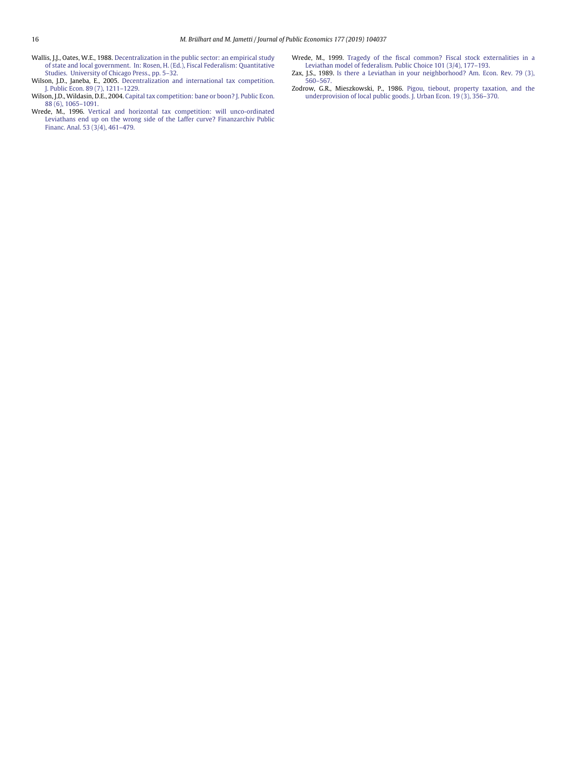Wallis, J.J., Oates, W.E., 1988. Decentralization in the public sector: an empirical study of state and local government. In: Rosen, H. (Ed.), Fiscal Federalism: Quantitative Studies. University of Chicago Press., pp. 5–32.

Wilson, J.D., Janeba, E., 2005. Decentralization and international tax competition. J. Public Econ. 89 (7), 1211–1229.

Wilson, J.D., Wildasin, D.E., 2004. Capital tax competition: bane or boon? J. Public Econ. 88 (6), 1065–1091.

Wrede, M., 1996. Vertical and horizontal tax competition: will unco-ordinated Leviathans end up on the wrong side of the Laffer curve? Finanzarchiv Public Financ. Anal. 53 (3/4), 461–479.

Wrede, M., 1999. Tragedy of the fiscal common? Fiscal stock externalities in a Leviathan model of federalism. Public Choice 101 (3/4), 177–193.

Zax, J.S., 1989. Is there a Leviathan in your neighborhood? Am. Econ. Rev. 79 (3), 560–567.

Zodrow, G.R., Mieszkowski, P., 1986. Pigou, tiebout, property taxation, and the underprovision of local public goods. J. Urban Econ. 19 (3), 356–370.